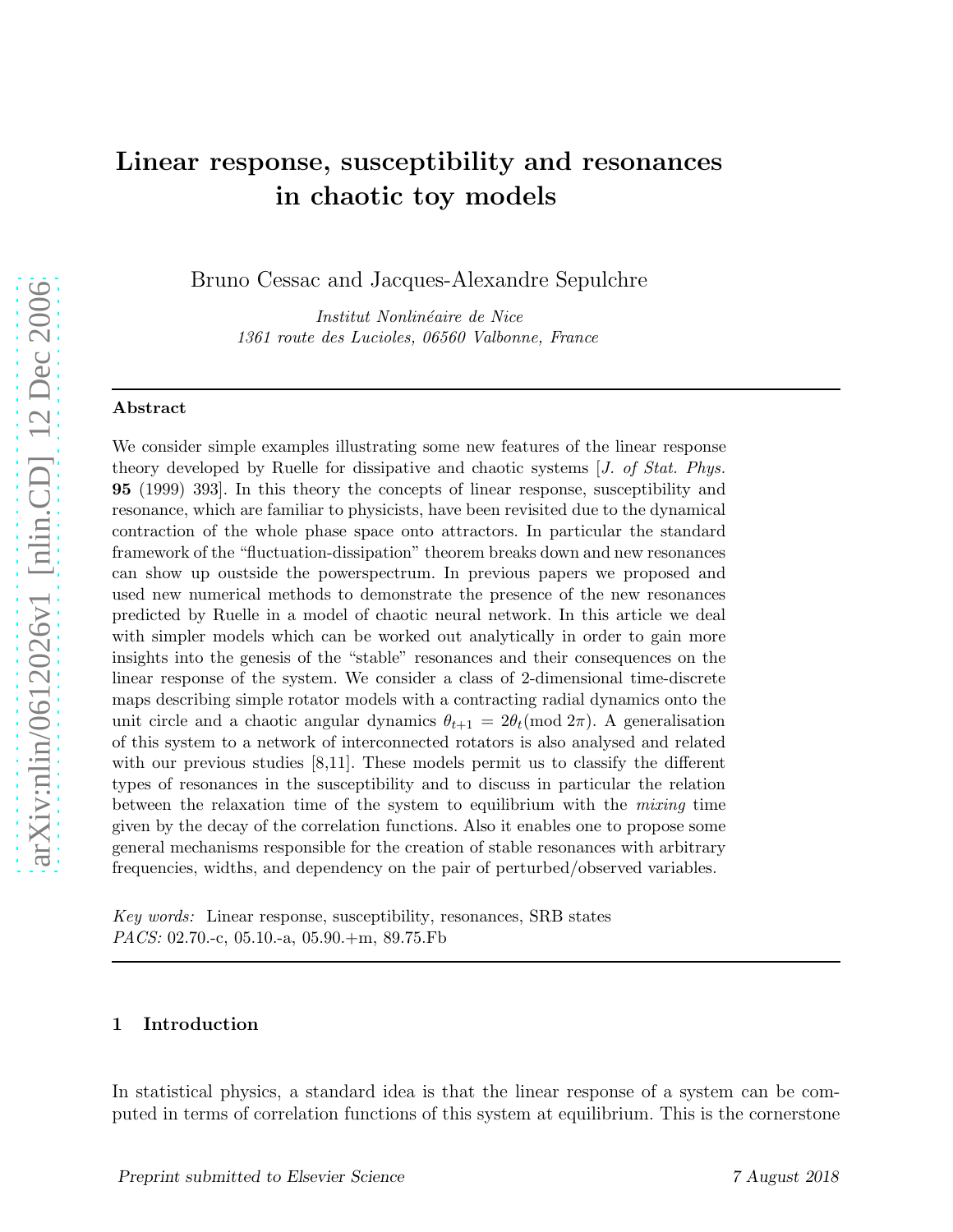# Linear response, susceptibility and resonances in chaotic toy models

Bruno Cessac and Jacques-Alexandre Sepulchre

*Institut Nonlinéaire de Nice*
*1361 route des Lucioles, 06560 Valbonne, France*

---

**Abstract**

We consider simple examples illustrating some new features of the linear response theory developed by Ruelle for dissipative and chaotic systems [*J. of Stat. Phys.* **95** (1999) 393]. In this theory the concepts of linear response, susceptibility and resonance, which are familiar to physicists, have been revisited due to the dynamical contraction of the whole phase space onto attractors. In particular the standard framework of the "fluctuation-dissipation" theorem breaks down and new resonances can show up oustside the powerspectrum. In previous papers we proposed and used new numerical methods to demonstrate the presence of the new resonances predicted by Ruelle in a model of chaotic neural network. In this article we deal with simpler models which can be worked out analytically in order to gain more insights into the genesis of the "stable" resonances and their consequences on the linear response of the system. We consider a class of 2-dimensional time-discrete maps describing simple rotator models with a contracting radial dynamics onto the unit circle and a chaotic angular dynamics $\theta_{t+1} = 2\theta_t (\text{mod } 2\pi)$. A generalisation of this system to a network of interconnected rotators is also analysed and related with our previous studies [8,11]. These models permit us to classify the different types of resonances in the susceptibility and to discuss in particular the relation between the relaxation time of the system to equilibrium with the *mixing* time given by the decay of the correlation functions. Also it enables one to propose some general mechanisms responsible for the creation of stable resonances with arbitrary frequencies, widths, and dependency on the pair of perturbed/observed variables.

*Key words:* Linear response, susceptibility, resonances, SRB states
*PACS:* 02.70.-c, 05.10.-a, 05.90.+m, 89.75.Fb

---

## 1 Introduction

In statistical physics, a standard idea is that the linear response of a system can be computed in terms of correlation functions of this system at equilibrium. This is the cornerstone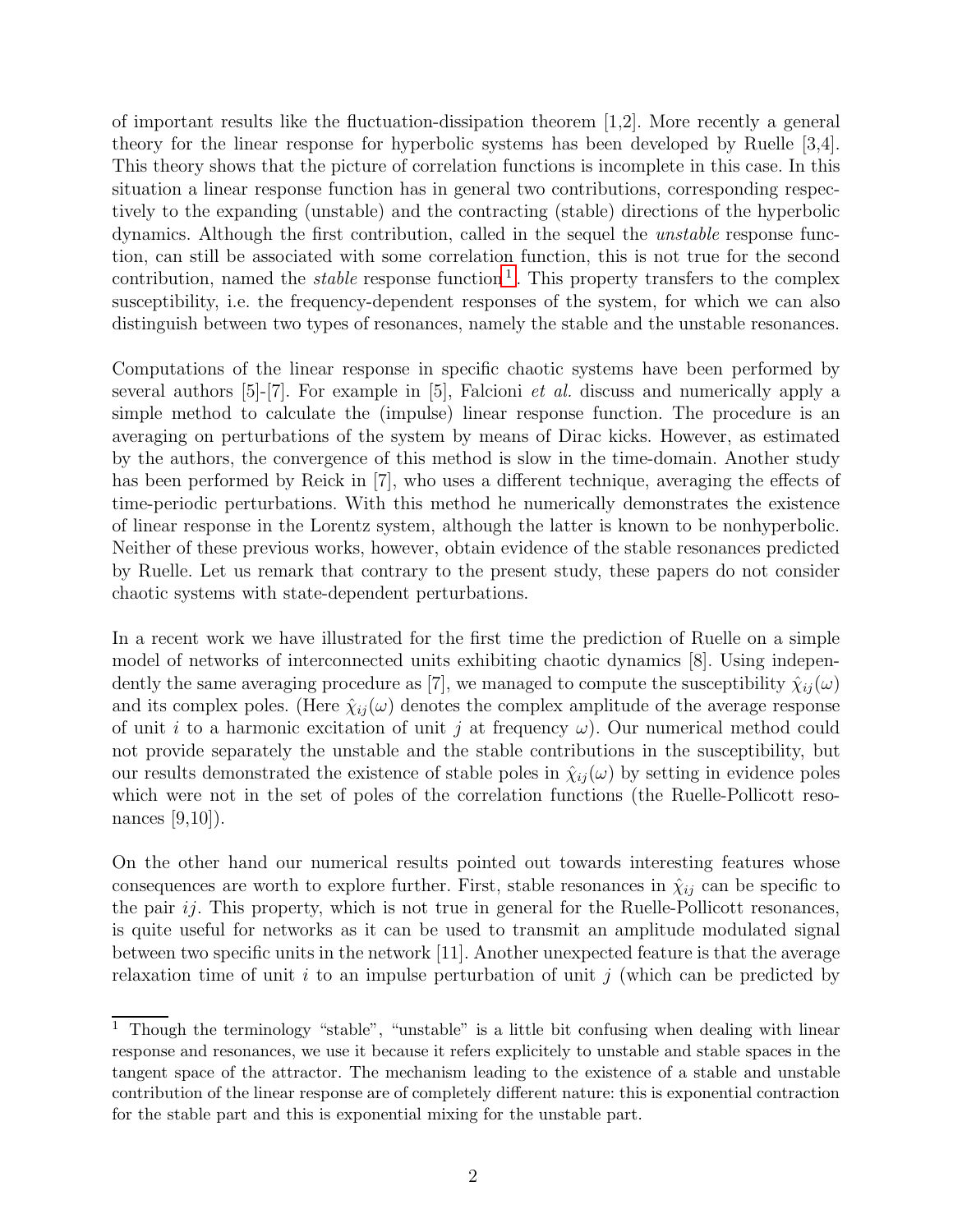of important results like the fluctuation-dissipation theorem [1,2]. More recently a general theory for the linear response for hyperbolic systems has been developed by Ruelle [3,4]. This theory shows that the picture of correlation functions is incomplete in this case. In this situation a linear response function has in general two contributions, corresponding respectively to the expanding (unstable) and the contracting (stable) directions of the hyperbolic dynamics. Although the first contribution, called in the sequel the *unstable* response function, can still be associated with some correlation function, this is not true for the second contribution, named the *stable* response function [1]. This property transfers to the complex susceptibility, i.e. the frequency-dependent responses of the system, for which we can also distinguish between two types of resonances, namely the stable and the unstable resonances.

Computations of the linear response in specific chaotic systems have been performed by several authors [5]-[7]. For example in [5], Falcioni *et al.* discuss and numerically apply a simple method to calculate the (impulse) linear response function. The procedure is an averaging on perturbations of the system by means of Dirac kicks. However, as estimated by the authors, the convergence of this method is slow in the time-domain. Another study has been performed by Reick in [7], who uses a different technique, averaging the effects of time-periodic perturbations. With this method he numerically demonstrates the existence of linear response in the Lorentz system, although the latter is known to be nonhyperbolic. Neither of these previous works, however, obtain evidence of the stable resonances predicted by Ruelle. Let us remark that contrary to the present study, these papers do not consider chaotic systems with state-dependent perturbations.

In a recent work we have illustrated for the first time the prediction of Ruelle on a simple model of networks of interconnected units exhibiting chaotic dynamics [8]. Using independently the same averaging procedure as [7], we managed to compute the susceptibility $\hat{\chi}_{ij}(\omega)$ and its complex poles. (Here $\hat{\chi}_{ij}(\omega)$ denotes the complex amplitude of the average response of unit $i$ to a harmonic excitation of unit $j$ at frequency $\omega$). Our numerical method could not provide separately the unstable and the stable contributions in the susceptibility, but our results demonstrated the existence of stable poles in $\hat{\chi}_{ij}(\omega)$ by setting in evidence poles which were not in the set of poles of the correlation functions (the Ruelle-Pollicott resonances [9,10]).

On the other hand our numerical results pointed out towards interesting features whose consequences are worth to explore further. First, stable resonances in $\hat{\chi}_{ij}$ can be specific to the pair $ij$. This property, which is not true in general for the Ruelle-Pollicott resonances, is quite useful for networks as it can be used to transmit an amplitude modulated signal between two specific units in the network [11]. Another unexpected feature is that the average relaxation time of unit $i$ to an impulse perturbation of unit $j$ (which can be predicted by

[1] Though the terminology "stable", "unstable" is a little bit confusing when dealing with linear response and resonances, we use it because it refers explicitely to unstable and stable spaces in the tangent space of the attractor. The mechanism leading to the existence of a stable and unstable contribution of the linear response are of completely different nature: this is exponential contraction for the stable part and this is exponential mixing for the unstable part.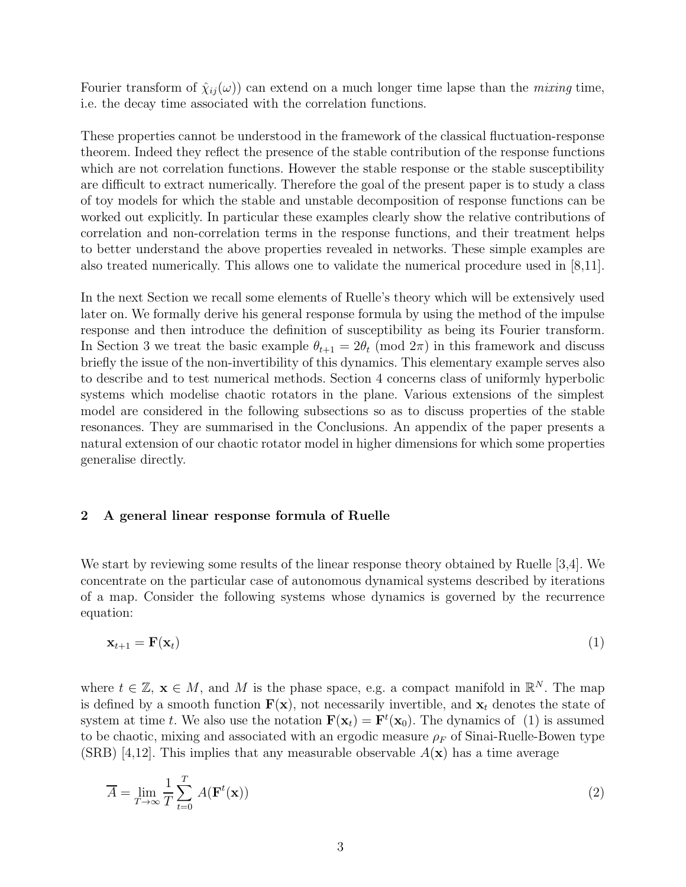Fourier transform of $\hat{\chi}_{ij}(\omega)$) can extend on a much longer time lapse than the *mixing* time, i.e. the decay time associated with the correlation functions.

These properties cannot be understood in the framework of the classical fluctuation-response theorem. Indeed they reflect the presence of the stable contribution of the response functions which are not correlation functions. However the stable response or the stable susceptibility are difficult to extract numerically. Therefore the goal of the present paper is to study a class of toy models for which the stable and unstable decomposition of response functions can be worked out explicitly. In particular these examples clearly show the relative contributions of correlation and non-correlation terms in the response functions, and their treatment helps to better understand the above properties revealed in networks. These simple examples are also treated numerically. This allows one to validate the numerical procedure used in [8,11].

In the next Section we recall some elements of Ruelle's theory which will be extensively used later on. We formally derive his general response formula by using the method of the impulse response and then introduce the definition of susceptibility as being its Fourier transform. In Section 3 we treat the basic example $\theta_{t+1} = 2\theta_t \pmod{2\pi}$ in this framework and discuss briefly the issue of the non-invertibility of this dynamics. This elementary example serves also to describe and to test numerical methods. Section 4 concerns class of uniformly hyperbolic systems which modelise chaotic rotators in the plane. Various extensions of the simplest model are considered in the following subsections so as to discuss properties of the stable resonances. They are summarised in the Conclusions. An appendix of the paper presents a natural extension of our chaotic rotator model in higher dimensions for which some properties generalise directly.

## 2 A general linear response formula of Ruelle

We start by reviewing some results of the linear response theory obtained by Ruelle [3,4]. We concentrate on the particular case of autonomous dynamical systems described by iterations of a map. Consider the following systems whose dynamics is governed by the recurrence equation:

$$\mathbf{x}_{t+1} = \mathbf{F}(\mathbf{x}_t) \tag{1}$$

where $t \in \mathbb{Z}$, $\mathbf{x} \in M$, and $M$ is the phase space, e.g. a compact manifold in $\mathbb{R}^N$. The map is defined by a smooth function $\mathbf{F}(\mathbf{x})$, not necessarily invertible, and $\mathbf{x}_t$ denotes the state of system at time $t$. We also use the notation $\mathbf{F}(\mathbf{x}_t) = \mathbf{F}^t(\mathbf{x}_0)$. The dynamics of (1) is assumed to be chaotic, mixing and associated with an ergodic measure $\rho_F$ of Sinai-Ruelle-Bowen type (SRB) [4,12]. This implies that any measurable observable $A(\mathbf{x})$ has a time average

$$\overline{A} = \lim_{T\to\infty} \frac{1}{T} \sum_{t=0}^{T} A(\mathbf{F}^t(\mathbf{x})) \tag{2}$$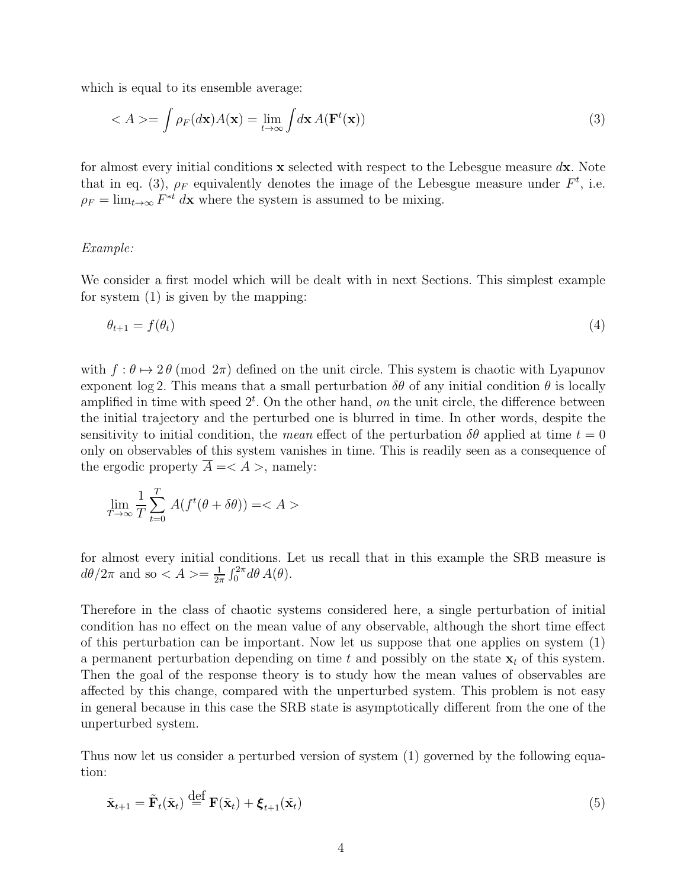which is equal to its ensemble average:

$$< A >= \int \rho_F(d\mathbf{x}) A(\mathbf{x}) = \lim_{t\to\infty} \int d\mathbf{x}\, A(\mathbf{F}^t(\mathbf{x})) \tag{3}$$

for almost every initial conditions $\mathbf{x}$ selected with respect to the Lebesgue measure $d\mathbf{x}$. Note that in eq. (3), $\rho_F$ equivalently denotes the image of the Lebesgue measure under $F^t$, i.e. $\rho_F = \lim_{t\to\infty} F^{*t}\, d\mathbf{x}$ where the system is assumed to be mixing.

*Example:*

We consider a first model which will be dealt with in next Sections. This simplest example for system (1) is given by the mapping:

$$\theta_{t+1} = f(\theta_t) \tag{4}$$

with $f : \theta \mapsto 2\,\theta \;(\text{mod } 2\pi)$ defined on the unit circle. This system is chaotic with Lyapunov exponent $\log 2$. This means that a small perturbation $\delta\theta$ of any initial condition $\theta$ is locally amplified in time with speed $2^t$. On the other hand, *on* the unit circle, the difference between the initial trajectory and the perturbed one is blurred in time. In other words, despite the sensitivity to initial condition, the *mean* effect of the perturbation $\delta\theta$ applied at time $t = 0$ only on observables of this system vanishes in time. This is readily seen as a consequence of the ergodic property $\overline{A} =< A >$, namely:

$$\lim_{T\to\infty} \frac{1}{T} \sum_{t=0}^{T} A(f^t(\theta + \delta\theta)) =< A >$$

for almost every initial conditions. Let us recall that in this example the SRB measure is $d\theta/2\pi$ and so $< A >= \frac{1}{2\pi}\int_0^{2\pi} d\theta\, A(\theta)$.

Therefore in the class of chaotic systems considered here, a single perturbation of initial condition has no effect on the mean value of any observable, although the short time effect of this perturbation can be important. Now let us suppose that one applies on system (1) a permanent perturbation depending on time $t$ and possibly on the state $\mathbf{x}_t$ of this system. Then the goal of the response theory is to study how the mean values of observables are affected by this change, compared with the unperturbed system. This problem is not easy in general because in this case the SRB state is asymptotically different from the one of the unperturbed system.

Thus now let us consider a perturbed version of system (1) governed by the following equation:

$$\tilde{\mathbf{x}}_{t+1} = \tilde{\mathbf{F}}_t(\tilde{\mathbf{x}}_t) \stackrel{\text{def}}{=} \mathbf{F}(\tilde{\mathbf{x}}_t) + \boldsymbol{\xi}_{t+1}(\tilde{\mathbf{x}}_t) \tag{5}$$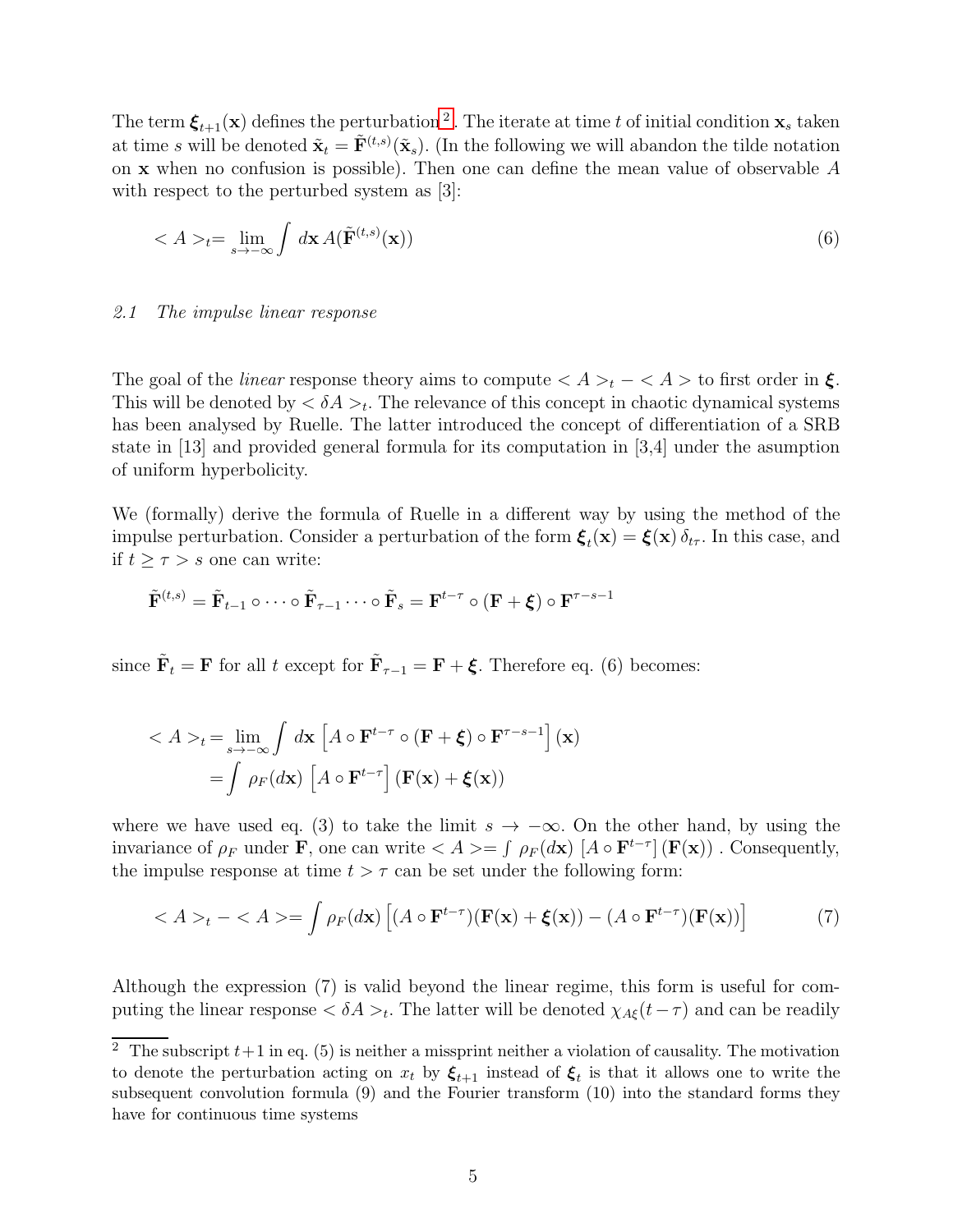The term $\boldsymbol{\xi}_{t+1}(\mathbf{x})$ defines the perturbation[2]. The iterate at time $t$ of initial condition $\mathbf{x}_s$ taken at time $s$ will be denoted $\tilde{\mathbf{x}}_t = \tilde{\mathbf{F}}^{(t,s)}(\tilde{\mathbf{x}}_s)$. (In the following we will abandon the tilde notation on $\mathbf{x}$ when no confusion is possible). Then one can define the mean value of observable $A$ with respect to the perturbed system as [3]:

$$< A >_t = \lim_{s \to -\infty} \int d\mathbf{x}\, A(\tilde{\mathbf{F}}^{(t,s)}(\mathbf{x})) \tag{6}$$

### *2.1 The impulse linear response*

The goal of the *linear* response theory aims to compute $< A >_t - < A >$ to first order in $\boldsymbol{\xi}$. This will be denoted by $< \delta A >_t$. The relevance of this concept in chaotic dynamical systems has been analysed by Ruelle. The latter introduced the concept of differentiation of a SRB state in [13] and provided general formula for its computation in [3,4] under the asumption of uniform hyperbolicity.

We (formally) derive the formula of Ruelle in a different way by using the method of the impulse perturbation. Consider a perturbation of the form $\boldsymbol{\xi}_t(\mathbf{x}) = \boldsymbol{\xi}(\mathbf{x})\, \delta_{t\tau}$. In this case, and if $t \geq \tau > s$ one can write:

$$\tilde{\mathbf{F}}^{(t,s)} = \tilde{\mathbf{F}}_{t-1} \circ \cdots \circ \tilde{\mathbf{F}}_{\tau-1} \cdots \circ \tilde{\mathbf{F}}_s = \mathbf{F}^{t-\tau} \circ (\mathbf{F} + \boldsymbol{\xi}) \circ \mathbf{F}^{\tau-s-1}$$

since $\tilde{\mathbf{F}}_t = \mathbf{F}$ for all $t$ except for $\tilde{\mathbf{F}}_{\tau-1} = \mathbf{F} + \boldsymbol{\xi}$. Therefore eq. (6) becomes:

$$\begin{aligned}
< A >_t &= \lim_{s \to -\infty} \int d\mathbf{x} \left[ A \circ \mathbf{F}^{t-\tau} \circ (\mathbf{F} + \boldsymbol{\xi}) \circ \mathbf{F}^{\tau-s-1} \right](\mathbf{x}) \\
&= \int \rho_F(d\mathbf{x}) \left[ A \circ \mathbf{F}^{t-\tau} \right](\mathbf{F}(\mathbf{x}) + \boldsymbol{\xi}(\mathbf{x}))
\end{aligned}$$

where we have used eq. (3) to take the limit $s \to -\infty$. On the other hand, by using the invariance of $\rho_F$ under $\mathbf{F}$, one can write $< A >= \int \rho_F(d\mathbf{x}) \left[ A \circ \mathbf{F}^{t-\tau} \right](\mathbf{F}(\mathbf{x}))$. Consequently, the impulse response at time $t > \tau$ can be set under the following form:

$$< A >_t - < A > = \int \rho_F(d\mathbf{x}) \left[ (A \circ \mathbf{F}^{t-\tau})(\mathbf{F}(\mathbf{x}) + \boldsymbol{\xi}(\mathbf{x})) - (A \circ \mathbf{F}^{t-\tau})(\mathbf{F}(\mathbf{x})) \right] \tag{7}$$

Although the expression (7) is valid beyond the linear regime, this form is useful for computing the linear response $< \delta A >_t$. The latter will be denoted $\chi_{A\xi}(t-\tau)$ and can be readily

[2] The subscript $t+1$ in eq. (5) is neither a missprint neither a violation of causality. The motivation to denote the perturbation acting on $x_t$ by $\boldsymbol{\xi}_{t+1}$ instead of $\boldsymbol{\xi}_t$ is that it allows one to write the subsequent convolution formula (9) and the Fourier transform (10) into the standard forms they have for continuous time systems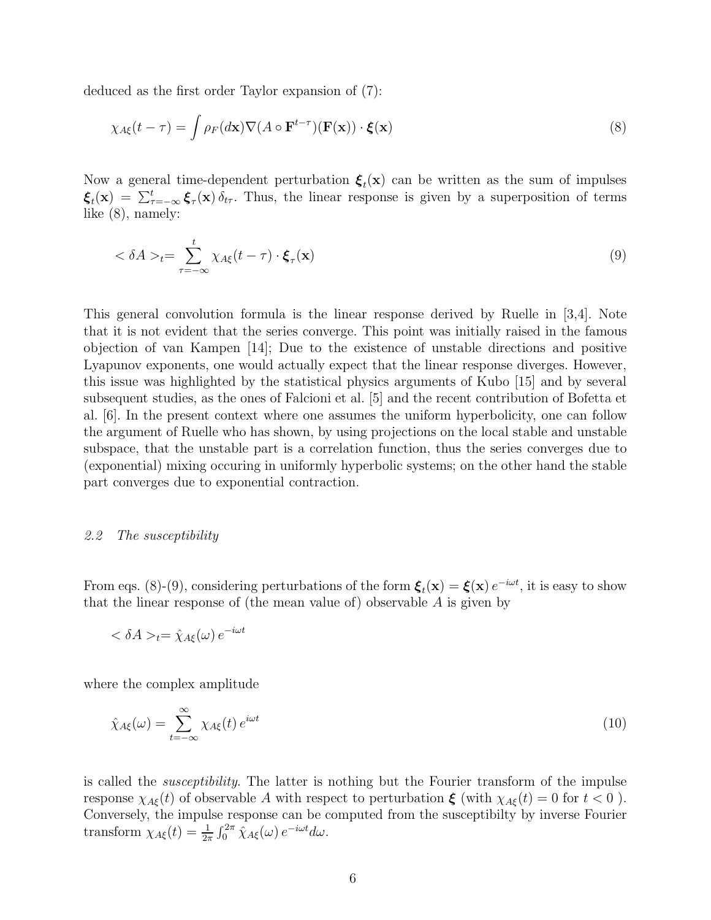deduced as the first order Taylor expansion of (7):

$$\chi_{A\xi}(t-\tau) = \int \rho_F(d\mathbf{x}) \nabla(A \circ \mathbf{F}^{t-\tau})(\mathbf{F}(\mathbf{x})) \cdot \boldsymbol{\xi}(\mathbf{x}) \tag{8}$$

Now a general time-dependent perturbation $\boldsymbol{\xi}_t(\mathbf{x})$ can be written as the sum of impulses $\boldsymbol{\xi}_t(\mathbf{x}) = \sum_{\tau=-\infty}^{t} \boldsymbol{\xi}_\tau(\mathbf{x})\, \delta_{t\tau}$. Thus, the linear response is given by a superposition of terms like (8), namely:

$$< \delta A >_t = \sum_{\tau=-\infty}^{t} \chi_{A\xi}(t-\tau) \cdot \boldsymbol{\xi}_\tau(\mathbf{x}) \tag{9}$$

This general convolution formula is the linear response derived by Ruelle in [3,4]. Note that it is not evident that the series converge. This point was initially raised in the famous objection of van Kampen [14]; Due to the existence of unstable directions and positive Lyapunov exponents, one would actually expect that the linear response diverges. However, this issue was highlighted by the statistical physics arguments of Kubo [15] and by several subsequent studies, as the ones of Falcioni et al. [5] and the recent contribution of Bofetta et al. [6]. In the present context where one assumes the uniform hyperbolicity, one can follow the argument of Ruelle who has shown, by using projections on the local stable and unstable subspace, that the unstable part is a correlation function, thus the series converges due to (exponential) mixing occuring in uniformly hyperbolic systems; on the other hand the stable part converges due to exponential contraction.

### *2.2 The susceptibility*

From eqs. (8)-(9), considering perturbations of the form $\boldsymbol{\xi}_t(\mathbf{x}) = \boldsymbol{\xi}(\mathbf{x})\, e^{-i\omega t}$, it is easy to show that the linear response of (the mean value of) observable $A$ is given by

$$< \delta A >_t = \hat{\chi}_{A\xi}(\omega)\, e^{-i\omega t}$$

where the complex amplitude

$$\hat{\chi}_{A\xi}(\omega) = \sum_{t=-\infty}^{\infty} \chi_{A\xi}(t)\, e^{i\omega t} \tag{10}$$

is called the *susceptibility*. The latter is nothing but the Fourier transform of the impulse response $\chi_{A\xi}(t)$ of observable $A$ with respect to perturbation $\boldsymbol{\xi}$ (with $\chi_{A\xi}(t) = 0$ for $t < 0$ ). Conversely, the impulse response can be computed from the susceptibilty by inverse Fourier transform $\chi_{A\xi}(t) = \frac{1}{2\pi} \int_0^{2\pi} \hat{\chi}_{A\xi}(\omega)\, e^{-i\omega t} d\omega$.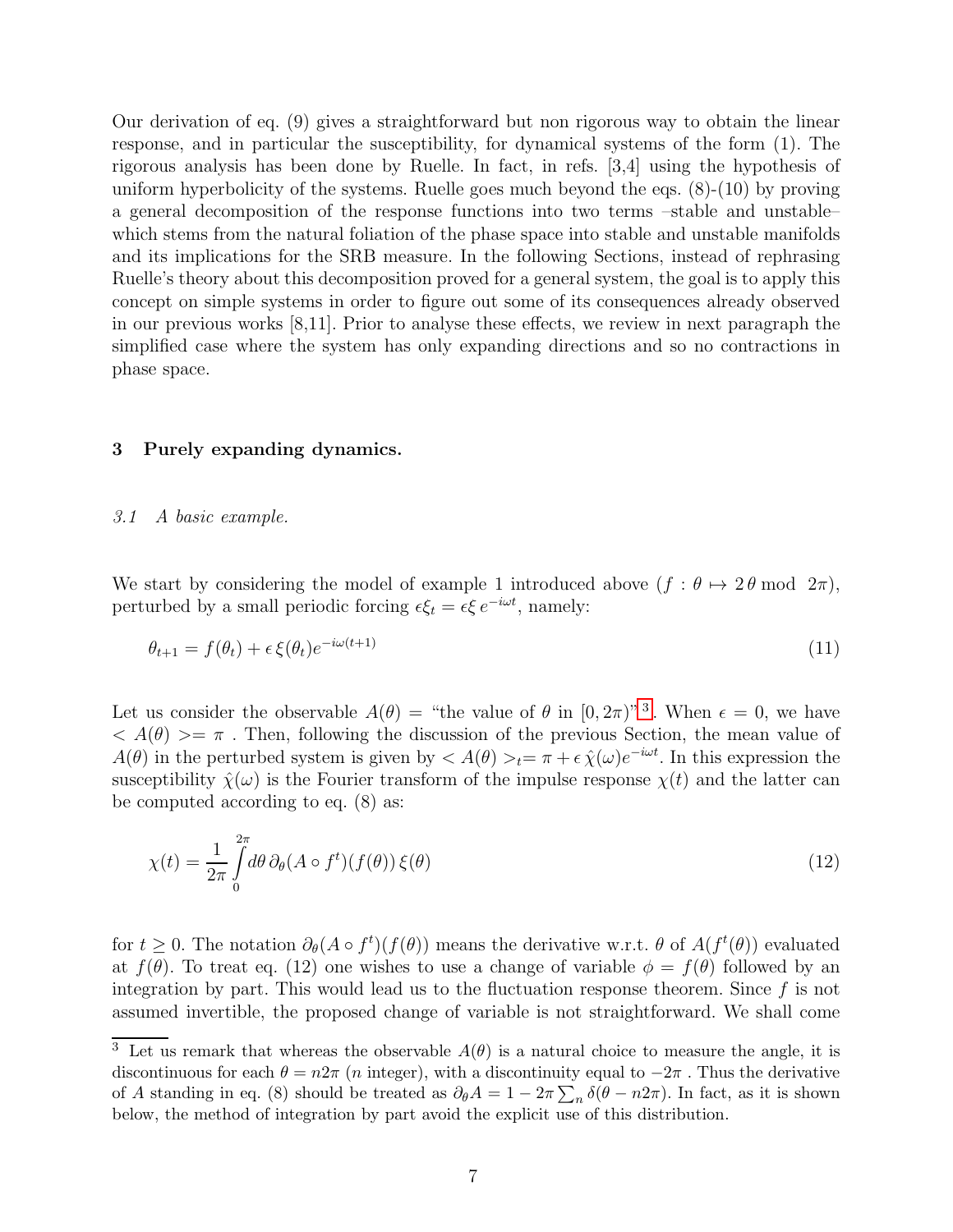Our derivation of eq. (9) gives a straightforward but non rigorous way to obtain the linear response, and in particular the susceptibility, for dynamical systems of the form (1). The rigorous analysis has been done by Ruelle. In fact, in refs. [3,4] using the hypothesis of uniform hyperbolicity of the systems. Ruelle goes much beyond the eqs. (8)-(10) by proving a general decomposition of the response functions into two terms –stable and unstable– which stems from the natural foliation of the phase space into stable and unstable manifolds and its implications for the SRB measure. In the following Sections, instead of rephrasing Ruelle's theory about this decomposition proved for a general system, the goal is to apply this concept on simple systems in order to figure out some of its consequences already observed in our previous works [8,11]. Prior to analyse these effects, we review in next paragraph the simplified case where the system has only expanding directions and so no contractions in phase space.

## 3 Purely expanding dynamics.

### *3.1 A basic example.*

We start by considering the model of example 1 introduced above ($f : \theta \mapsto 2\,\theta \bmod 2\pi$), perturbed by a small periodic forcing $\epsilon\xi_t = \epsilon\xi\, e^{-i\omega t}$, namely:

$$\theta_{t+1} = f(\theta_t) + \epsilon\, \xi(\theta_t) e^{-i\omega(t+1)} \tag{11}$$

Let us consider the observable $A(\theta) =$ "the value of $\theta$ in $[0, 2\pi)$" [3]. When $\epsilon = 0$, we have $< A(\theta) >= \pi$ . Then, following the discussion of the previous Section, the mean value of $A(\theta)$ in the perturbed system is given by $< A(\theta) >_t = \pi + \epsilon\, \hat{\chi}(\omega) e^{-i\omega t}$. In this expression the susceptibility $\hat{\chi}(\omega)$ is the Fourier transform of the impulse response $\chi(t)$ and the latter can be computed according to eq. (8) as:

$$\chi(t) = \frac{1}{2\pi} \int_0^{2\pi} d\theta\, \partial_\theta (A \circ f^t)(f(\theta))\, \xi(\theta) \tag{12}$$

for $t \geq 0$. The notation $\partial_\theta(A \circ f^t)(f(\theta))$ means the derivative w.r.t. $\theta$ of $A(f^t(\theta))$ evaluated at $f(\theta)$. To treat eq. (12) one wishes to use a change of variable $\phi = f(\theta)$ followed by an integration by part. This would lead us to the fluctuation response theorem. Since $f$ is not assumed invertible, the proposed change of variable is not straightforward. We shall come

[3] Let us remark that whereas the observable $A(\theta)$ is a natural choice to measure the angle, it is discontinuous for each $\theta = n2\pi$ ($n$ integer), with a discontinuity equal to $-2\pi$ . Thus the derivative of $A$ standing in eq. (8) should be treated as $\partial_\theta A = 1 - 2\pi \sum_n \delta(\theta - n2\pi)$. In fact, as it is shown below, the method of integration by part avoid the explicit use of this distribution.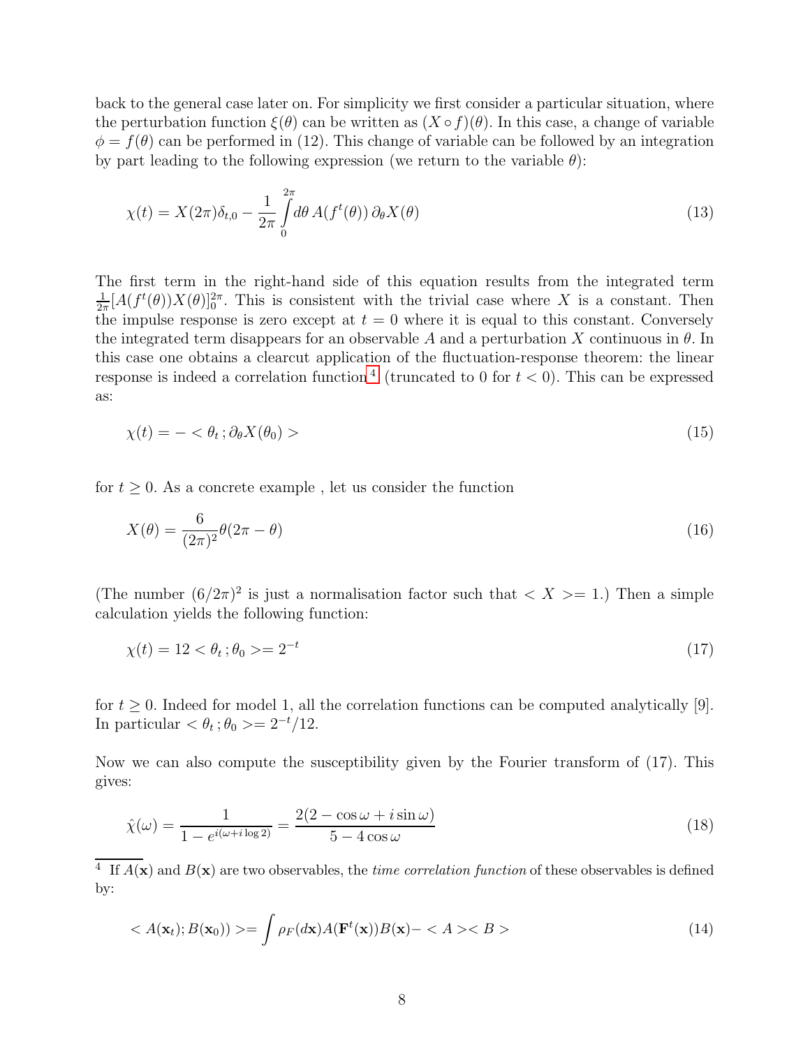back to the general case later on. For simplicity we first consider a particular situation, where the perturbation function $\xi(\theta)$ can be written as $(X \circ f)(\theta)$. In this case, a change of variable $\phi = f(\theta)$ can be performed in (12). This change of variable can be followed by an integration by part leading to the following expression (we return to the variable $\theta$):

$$\chi(t) = X(2\pi)\delta_{t,0} - \frac{1}{2\pi}\int_0^{2\pi} d\theta \, A(f^t(\theta)) \, \partial_\theta X(\theta) \tag{13}$$

The first term in the right-hand side of this equation results from the integrated term $\frac{1}{2\pi}[A(f^t(\theta))X(\theta)]_0^{2\pi}$. This is consistent with the trivial case where $X$ is a constant. Then the impulse response is zero except at $t = 0$ where it is equal to this constant. Conversely the integrated term disappears for an observable $A$ and a perturbation $X$ continuous in $\theta$. In this case one obtains a clearcut application of the fluctuation-response theorem: the linear response is indeed a correlation function[4] (truncated to 0 for $t < 0$). This can be expressed as:

$$\chi(t) = - < \theta_t \, ; \partial_\theta X(\theta_0) > \tag{15}$$

for $t \geq 0$. As a concrete example , let us consider the function

$$X(\theta) = \frac{6}{(2\pi)^2}\theta(2\pi - \theta) \tag{16}$$

(The number $(6/2\pi)^2$ is just a normalisation factor such that $< X >= 1$.) Then a simple calculation yields the following function:

$$\chi(t) = 12 < \theta_t \, ; \theta_0 >= 2^{-t} \tag{17}$$

for $t \geq 0$. Indeed for model 1, all the correlation functions can be computed analytically [9]. In particular $< \theta_t \, ; \theta_0 >= 2^{-t}/12$.

Now we can also compute the susceptibility given by the Fourier transform of (17). This gives:

$$\hat{\chi}(\omega) = \frac{1}{1 - e^{i(\omega + i \log 2)}} = \frac{2(2 - \cos\omega + i \sin\omega)}{5 - 4\cos\omega} \tag{18}$$

[4] If $A(\mathbf{x})$ and $B(\mathbf{x})$ are two observables, the *time correlation function* of these observables is defined by:

$$< A(\mathbf{x}_t); B(\mathbf{x}_0)) >= \int \rho_F(d\mathbf{x}) A(\mathbf{F}^t(\mathbf{x}))B(\mathbf{x}) - < A >< B > \tag{14}$$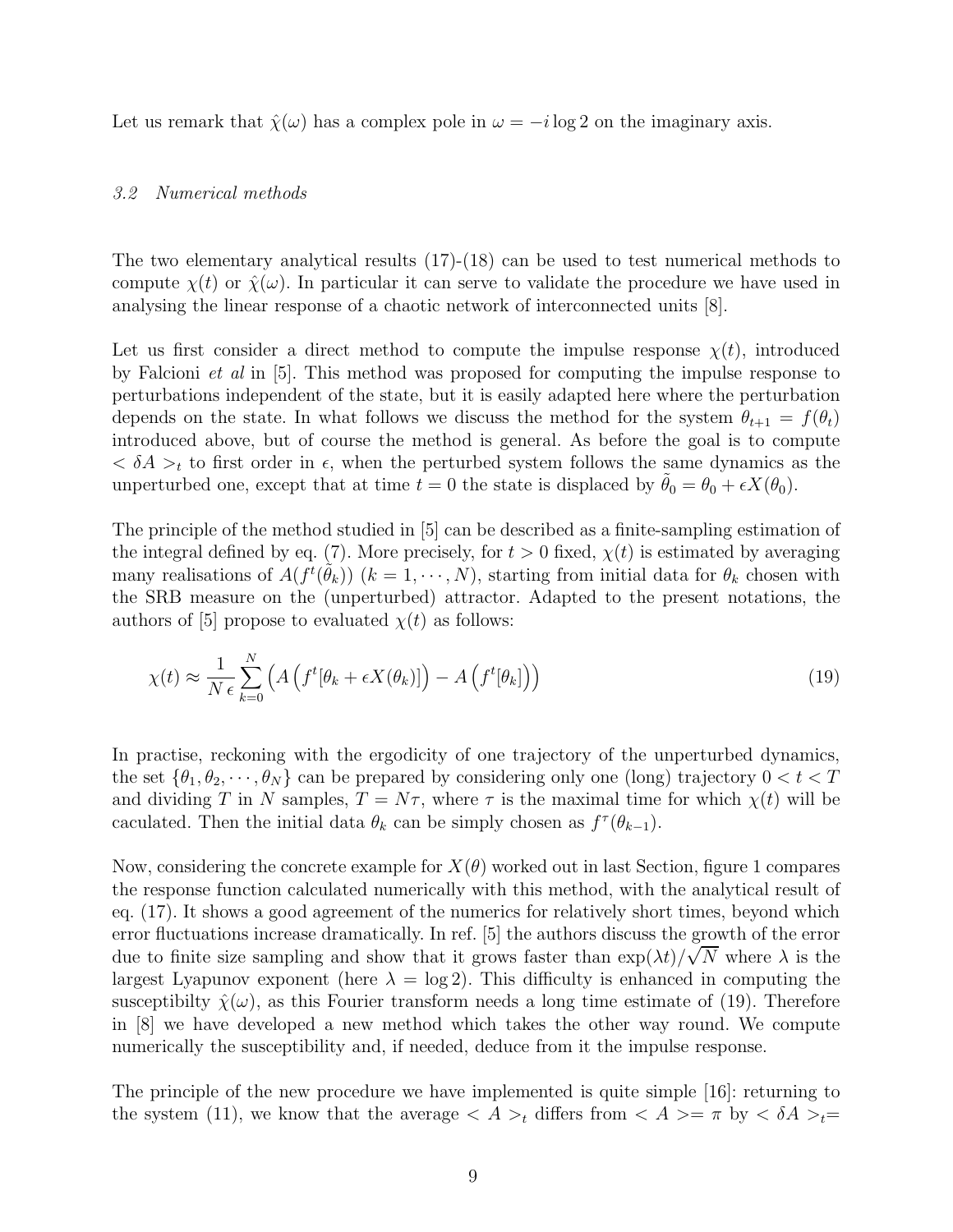Let us remark that $\hat{\chi}(\omega)$ has a complex pole in $\omega = -i \log 2$ on the imaginary axis.

### *3.2 Numerical methods*

The two elementary analytical results (17)-(18) can be used to test numerical methods to compute $\chi(t)$ or $\hat{\chi}(\omega)$. In particular it can serve to validate the procedure we have used in analysing the linear response of a chaotic network of interconnected units [8].

Let us first consider a direct method to compute the impulse response $\chi(t)$, introduced by Falcioni *et al* in [5]. This method was proposed for computing the impulse response to perturbations independent of the state, but it is easily adapted here where the perturbation depends on the state. In what follows we discuss the method for the system $\theta_{t+1} = f(\theta_t)$ introduced above, but of course the method is general. As before the goal is to compute $< \delta A >_t$ to first order in $\epsilon$, when the perturbed system follows the same dynamics as the unperturbed one, except that at time $t = 0$ the state is displaced by $\tilde{\theta}_0 = \theta_0 + \epsilon X(\theta_0)$.

The principle of the method studied in [5] can be described as a finite-sampling estimation of the integral defined by eq. (7). More precisely, for $t > 0$ fixed, $\chi(t)$ is estimated by averaging many realisations of $A(f^t(\tilde{\theta}_k))$ $(k = 1, \cdots, N)$, starting from initial data for $\theta_k$ chosen with the SRB measure on the (unperturbed) attractor. Adapted to the present notations, the authors of [5] propose to evaluated $\chi(t)$ as follows:

$$\chi(t) \approx \frac{1}{N\,\epsilon} \sum_{k=0}^{N} \left( A\left(f^t[\theta_k + \epsilon X(\theta_k)]\right) - A\left(f^t[\theta_k]\right)\right) \tag{19}$$

In practise, reckoning with the ergodicity of one trajectory of the unperturbed dynamics, the set $\{\theta_1, \theta_2, \cdots, \theta_N\}$ can be prepared by considering only one (long) trajectory $0 < t < T$ and dividing $T$ in $N$ samples, $T = N\tau$, where $\tau$ is the maximal time for which $\chi(t)$ will be caculated. Then the initial data $\theta_k$ can be simply chosen as $f^\tau(\theta_{k-1})$.

Now, considering the concrete example for $X(\theta)$ worked out in last Section, figure 1 compares the response function calculated numerically with this method, with the analytical result of eq. (17). It shows a good agreement of the numerics for relatively short times, beyond which error fluctuations increase dramatically. In ref. [5] the authors discuss the growth of the error due to finite size sampling and show that it grows faster than $\exp(\lambda t)/\sqrt{N}$ where $\lambda$ is the largest Lyapunov exponent (here $\lambda = \log 2$). This difficulty is enhanced in computing the susceptibilty $\hat{\chi}(\omega)$, as this Fourier transform needs a long time estimate of (19). Therefore in [8] we have developed a new method which takes the other way round. We compute numerically the susceptibility and, if needed, deduce from it the impulse response.

The principle of the new procedure we have implemented is quite simple [16]: returning to the system (11), we know that the average $< A >_t$ differs from $< A >= \pi$ by $< \delta A >_t=$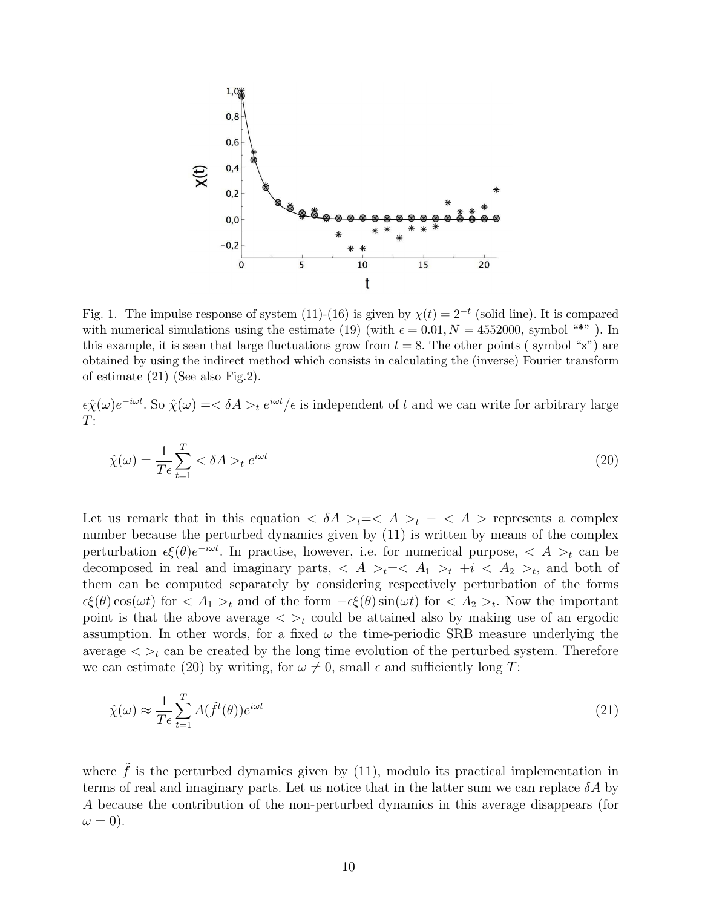Fig. 1. The impulse response of system (11)-(16) is given by $\chi(t) = 2^{-t}$ (solid line). It is compared with numerical simulations using the estimate (19) (with $\epsilon = 0.01, N = 4552000$, symbol "*" ). In this example, it is seen that large fluctuations grow from $t = 8$. The other points ( symbol "x") are obtained by using the indirect method which consists in calculating the (inverse) Fourier transform of estimate (21) (See also Fig.2).

$\epsilon\hat{\chi}(\omega)e^{-i\omega t}$. So $\hat{\chi}(\omega) = <\delta A>_t e^{i\omega t}/\epsilon$ is independent of $t$ and we can write for arbitrary large $T$:

$$\hat{\chi}(\omega) = \frac{1}{T\epsilon}\sum_{t=1}^{T} <\delta A>_t e^{i\omega t} \tag{20}$$

Let us remark that in this equation $<\delta A>_t = <A>_t - <A>$ represents a complex number because the perturbed dynamics given by (11) is written by means of the complex perturbation $\epsilon\xi(\theta)e^{-i\omega t}$. In practise, however, i.e. for numerical purpose, $<A>_t$ can be decomposed in real and imaginary parts, $<A>_t = <A_1>_t + i <A_2>_t$, and both of them can be computed separately by considering respectively perturbation of the forms $\epsilon\xi(\theta)\cos(\omega t)$ for $<A_1>_t$ and of the form $-\epsilon\xi(\theta)\sin(\omega t)$ for $<A_2>_t$. Now the important point is that the above average $<>_t$ could be attained also by making use of an ergodic assumption. In other words, for a fixed $\omega$ the time-periodic SRB measure underlying the average $<>_t$ can be created by the long time evolution of the perturbed system. Therefore we can estimate (20) by writing, for $\omega \neq 0$, small $\epsilon$ and sufficiently long $T$:

$$\hat{\chi}(\omega) \approx \frac{1}{T\epsilon}\sum_{t=1}^{T} A(\tilde{f}^t(\theta))e^{i\omega t} \tag{21}$$

where $\tilde{f}$ is the perturbed dynamics given by (11), modulo its practical implementation in terms of real and imaginary parts. Let us notice that in the latter sum we can replace $\delta A$ by $A$ because the contribution of the non-perturbed dynamics in this average disappears (for $\omega = 0$).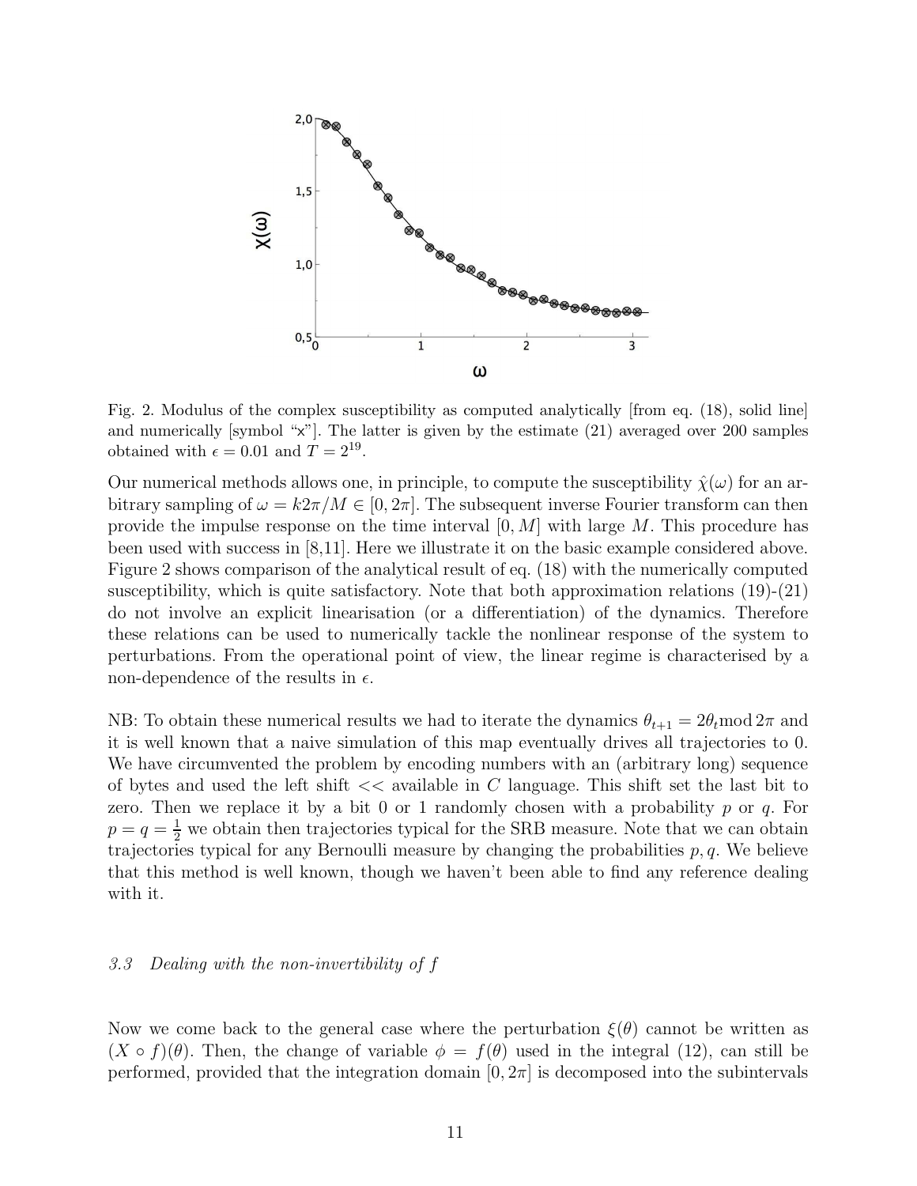Fig. 2. Modulus of the complex susceptibility as computed analytically [from eq. (18), solid line] and numerically [symbol "x"]. The latter is given by the estimate (21) averaged over 200 samples obtained with $\epsilon = 0.01$ and $T = 2^{19}$.

Our numerical methods allows one, in principle, to compute the susceptibility $\hat{\chi}(\omega)$ for an arbitrary sampling of $\omega = k2\pi/M \in [0, 2\pi]$. The subsequent inverse Fourier transform can then provide the impulse response on the time interval $[0, M]$ with large $M$. This procedure has been used with success in [8,11]. Here we illustrate it on the basic example considered above. Figure 2 shows comparison of the analytical result of eq. (18) with the numerically computed susceptibility, which is quite satisfactory. Note that both approximation relations (19)-(21) do not involve an explicit linearisation (or a differentiation) of the dynamics. Therefore these relations can be used to numerically tackle the nonlinear response of the system to perturbations. From the operational point of view, the linear regime is characterised by a non-dependence of the results in $\epsilon$.

NB: To obtain these numerical results we had to iterate the dynamics $\theta_{t+1} = 2\theta_t \mathrm{mod}\, 2\pi$ and it is well known that a naive simulation of this map eventually drives all trajectories to 0. We have circumvented the problem by encoding numbers with an (arbitrary long) sequence of bytes and used the left shift << available in $C$ language. This shift set the last bit to zero. Then we replace it by a bit 0 or 1 randomly chosen with a probability $p$ or $q$. For $p = q = \frac{1}{2}$ we obtain then trajectories typical for the SRB measure. Note that we can obtain trajectories typical for any Bernoulli measure by changing the probabilities $p, q$. We believe that this method is well known, though we haven't been able to find any reference dealing with it.

### *3.3 Dealing with the non-invertibility of f*

Now we come back to the general case where the perturbation $\xi(\theta)$ cannot be written as $(X \circ f)(\theta)$. Then, the change of variable $\phi = f(\theta)$ used in the integral (12), can still be performed, provided that the integration domain $[0, 2\pi]$ is decomposed into the subintervals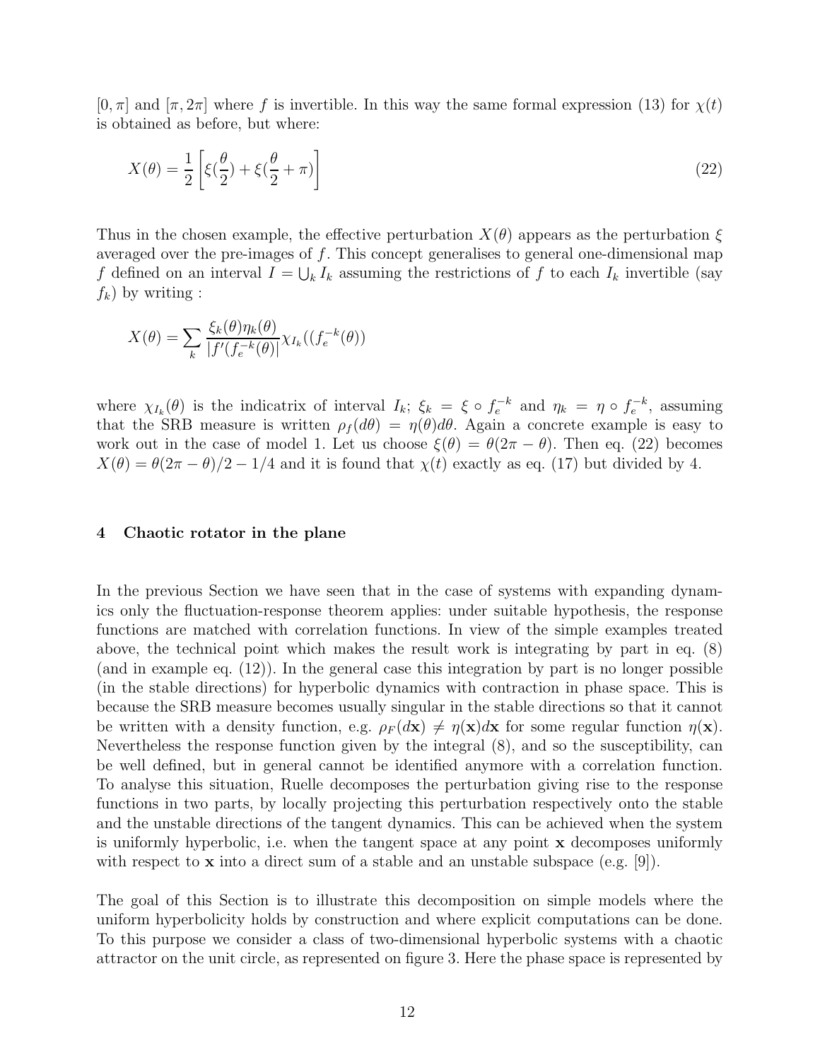$[0, \pi]$ and $[\pi, 2\pi]$ where $f$ is invertible. In this way the same formal expression (13) for $\chi(t)$ is obtained as before, but where:

$$X(\theta) = \frac{1}{2}\left[\xi(\frac{\theta}{2}) + \xi(\frac{\theta}{2} + \pi)\right] \tag{22}$$

Thus in the chosen example, the effective perturbation $X(\theta)$ appears as the perturbation $\xi$ averaged over the pre-images of $f$. This concept generalises to general one-dimensional map $f$ defined on an interval $I = \bigcup_k I_k$ assuming the restrictions of $f$ to each $I_k$ invertible (say $f_k$) by writing :

$$X(\theta) = \sum_k \frac{\xi_k(\theta)\eta_k(\theta)}{|f'(f_e^{-k}(\theta)|}\chi_{I_k}((f_e^{-k}(\theta))$$

where $\chi_{I_k}(\theta)$ is the indicatrix of interval $I_k$; $\xi_k = \xi \circ f_e^{-k}$ and $\eta_k = \eta \circ f_e^{-k}$, assuming that the SRB measure is written $\rho_f(d\theta) = \eta(\theta)d\theta$. Again a concrete example is easy to work out in the case of model 1. Let us choose $\xi(\theta) = \theta(2\pi - \theta)$. Then eq. (22) becomes $X(\theta) = \theta(2\pi - \theta)/2 - 1/4$ and it is found that $\chi(t)$ exactly as eq. (17) but divided by 4.

## 4 Chaotic rotator in the plane

In the previous Section we have seen that in the case of systems with expanding dynamics only the fluctuation-response theorem applies: under suitable hypothesis, the response functions are matched with correlation functions. In view of the simple examples treated above, the technical point which makes the result work is integrating by part in eq. (8) (and in example eq. (12)). In the general case this integration by part is no longer possible (in the stable directions) for hyperbolic dynamics with contraction in phase space. This is because the SRB measure becomes usually singular in the stable directions so that it cannot be written with a density function, e.g. $\rho_F(d\mathbf{x}) \neq \eta(\mathbf{x})d\mathbf{x}$ for some regular function $\eta(\mathbf{x})$. Nevertheless the response function given by the integral (8), and so the susceptibility, can be well defined, but in general cannot be identified anymore with a correlation function. To analyse this situation, Ruelle decomposes the perturbation giving rise to the response functions in two parts, by locally projecting this perturbation respectively onto the stable and the unstable directions of the tangent dynamics. This can be achieved when the system is uniformly hyperbolic, i.e. when the tangent space at any point $\mathbf{x}$ decomposes uniformly with respect to $\mathbf{x}$ into a direct sum of a stable and an unstable subspace (e.g. [9]).

The goal of this Section is to illustrate this decomposition on simple models where the uniform hyperbolicity holds by construction and where explicit computations can be done. To this purpose we consider a class of two-dimensional hyperbolic systems with a chaotic attractor on the unit circle, as represented on figure 3. Here the phase space is represented by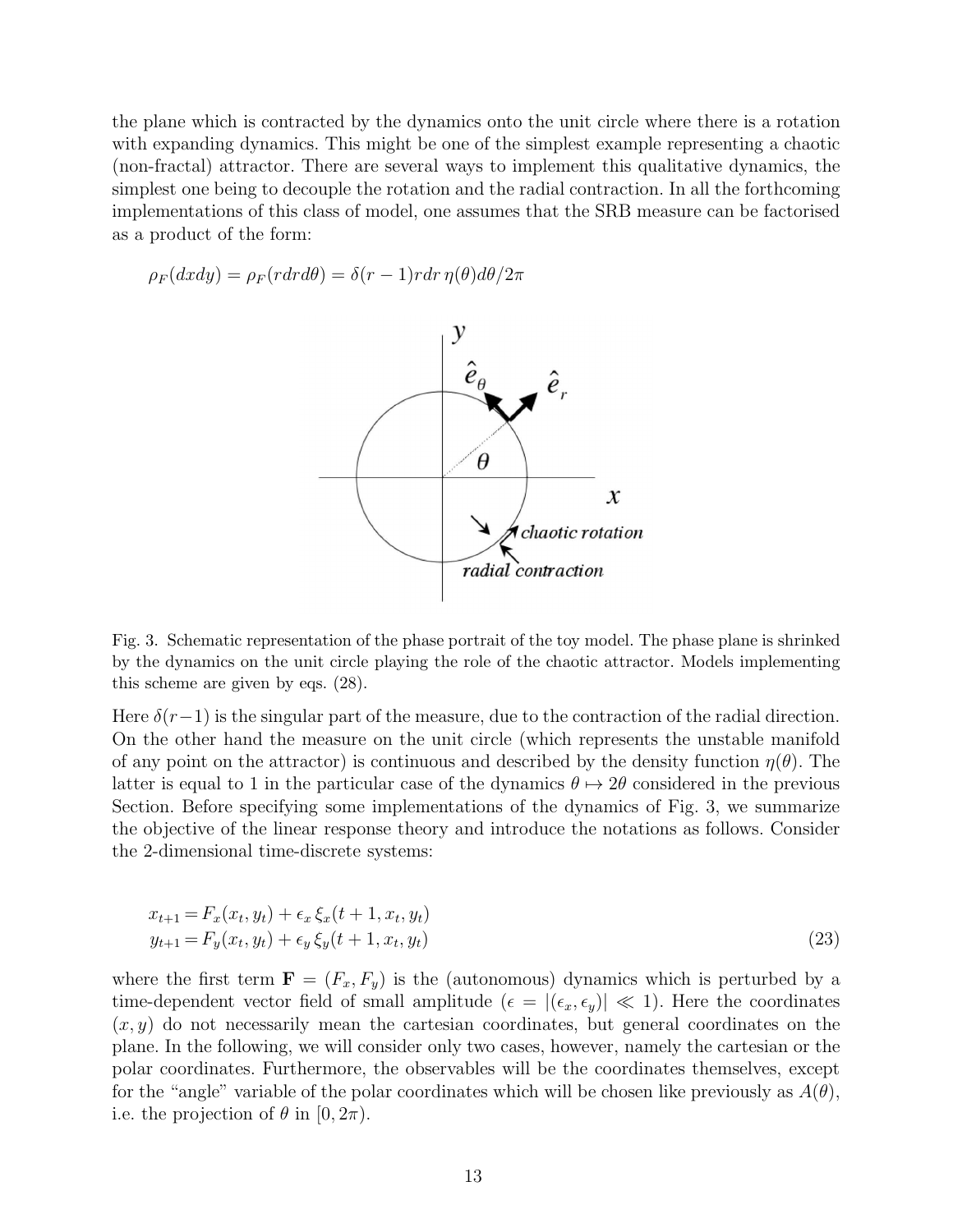the plane which is contracted by the dynamics onto the unit circle where there is a rotation with expanding dynamics. This might be one of the simplest example representing a chaotic (non-fractal) attractor. There are several ways to implement this qualitative dynamics, the simplest one being to decouple the rotation and the radial contraction. In all the forthcoming implementations of this class of model, one assumes that the SRB measure can be factorised as a product of the form:

$$\rho_F(dxdy) = \rho_F(rdrd\theta) = \delta(r-1)rdr\,\eta(\theta)d\theta/2\pi$$

Fig. 3. Schematic representation of the phase portrait of the toy model. The phase plane is shrinked by the dynamics on the unit circle playing the role of the chaotic attractor. Models implementing this scheme are given by eqs. (28).

Here $\delta(r-1)$ is the singular part of the measure, due to the contraction of the radial direction. On the other hand the measure on the unit circle (which represents the unstable manifold of any point on the attractor) is continuous and described by the density function $\eta(\theta)$. The latter is equal to 1 in the particular case of the dynamics $\theta \mapsto 2\theta$ considered in the previous Section. Before specifying some implementations of the dynamics of Fig. 3, we summarize the objective of the linear response theory and introduce the notations as follows. Consider the 2-dimensional time-discrete systems:

$$\begin{aligned} x_{t+1} &= F_x(x_t, y_t) + \epsilon_x\, \xi_x(t+1, x_t, y_t) \\ y_{t+1} &= F_y(x_t, y_t) + \epsilon_y\, \xi_y(t+1, x_t, y_t) \end{aligned} \tag{23}$$

where the first term $\mathbf{F} = (F_x, F_y)$ is the (autonomous) dynamics which is perturbed by a time-dependent vector field of small amplitude ($\epsilon = |(\epsilon_x, \epsilon_y)| \ll 1$). Here the coordinates $(x, y)$ do not necessarily mean the cartesian coordinates, but general coordinates on the plane. In the following, we will consider only two cases, however, namely the cartesian or the polar coordinates. Furthermore, the observables will be the coordinates themselves, except for the "angle" variable of the polar coordinates which will be chosen like previously as $A(\theta)$, i.e. the projection of $\theta$ in $[0, 2\pi)$.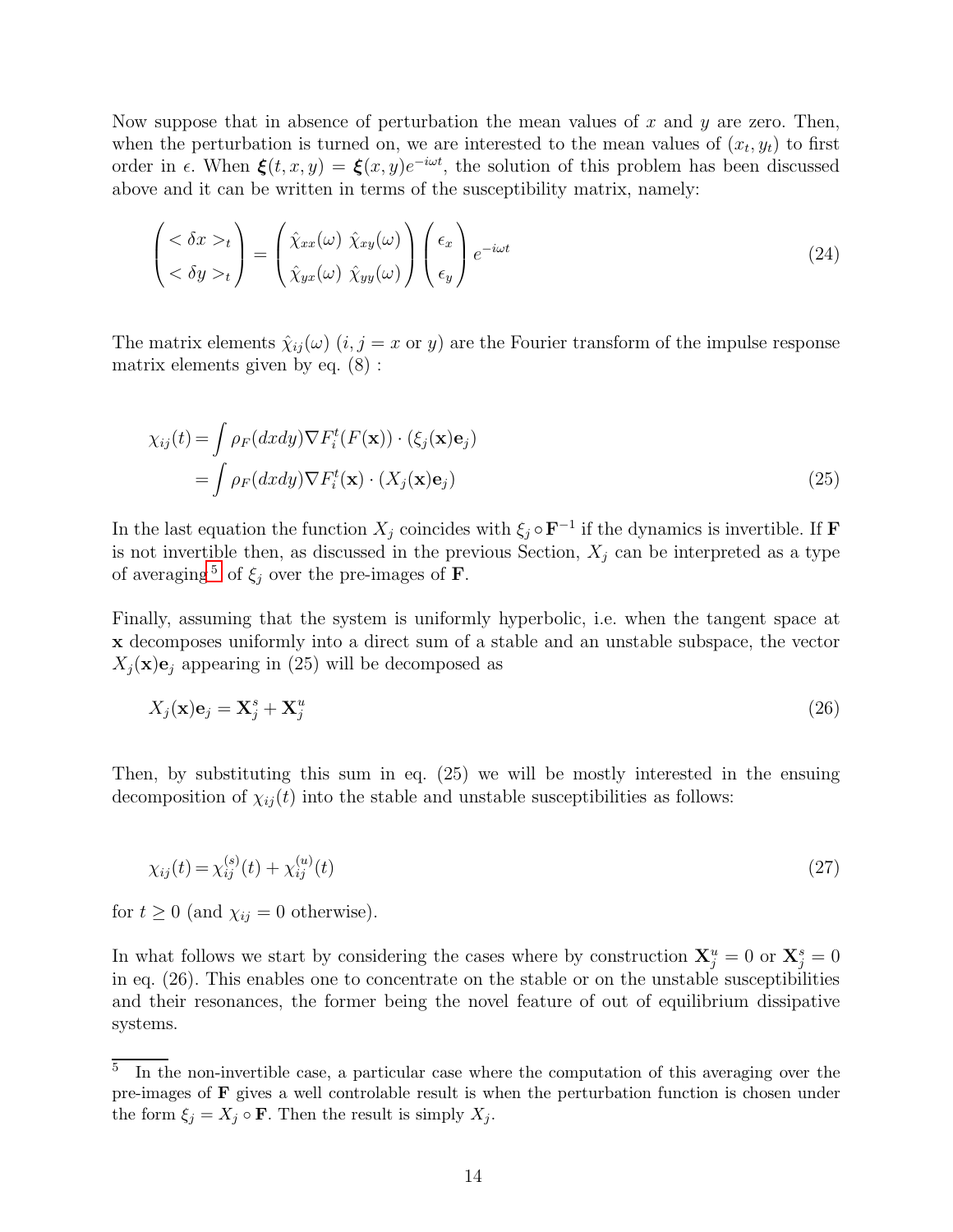Now suppose that in absence of perturbation the mean values of $x$ and $y$ are zero. Then, when the perturbation is turned on, we are interested to the mean values of $(x_t, y_t)$ to first order in $\epsilon$. When $\boldsymbol{\xi}(t, x, y) = \boldsymbol{\xi}(x, y)e^{-i\omega t}$, the solution of this problem has been discussed above and it can be written in terms of the susceptibility matrix, namely:

$$
\begin{pmatrix} < \delta x >_t \\ < \delta y >_t \end{pmatrix} = \begin{pmatrix} \hat{\chi}_{xx}(\omega) & \hat{\chi}_{xy}(\omega) \\ \hat{\chi}_{yx}(\omega) & \hat{\chi}_{yy}(\omega) \end{pmatrix} \begin{pmatrix} \epsilon_x \\ \epsilon_y \end{pmatrix} e^{-i\omega t} \tag{24}
$$

The matrix elements $\hat{\chi}_{ij}(\omega)$ ($i, j = x$ or $y$) are the Fourier transform of the impulse response matrix elements given by eq. (8) :

$$
\begin{aligned}
\chi_{ij}(t) &= \int \rho_F(dxdy) \nabla F_i^t(F(\mathbf{x})) \cdot (\xi_j(\mathbf{x})\mathbf{e}_j) \\
&= \int \rho_F(dxdy) \nabla F_i^t(\mathbf{x}) \cdot (X_j(\mathbf{x})\mathbf{e}_j)
\end{aligned} \tag{25}
$$

In the last equation the function $X_j$ coincides with $\xi_j \circ \mathbf{F}^{-1}$ if the dynamics is invertible. If $\mathbf{F}$ is not invertible then, as discussed in the previous Section, $X_j$ can be interpreted as a type of averaging[5] of $\xi_j$ over the pre-images of $\mathbf{F}$.

Finally, assuming that the system is uniformly hyperbolic, i.e. when the tangent space at $\mathbf{x}$ decomposes uniformly into a direct sum of a stable and an unstable subspace, the vector $X_j(\mathbf{x})\mathbf{e}_j$ appearing in (25) will be decomposed as

$$
X_j(\mathbf{x})\mathbf{e}_j = \mathbf{X}_j^s + \mathbf{X}_j^u \tag{26}
$$

Then, by substituting this sum in eq. (25) we will be mostly interested in the ensuing decomposition of $\chi_{ij}(t)$ into the stable and unstable susceptibilities as follows:

$$
\chi_{ij}(t) = \chi_{ij}^{(s)}(t) + \chi_{ij}^{(u)}(t) \tag{27}
$$

for $t \geq 0$ (and $\chi_{ij} = 0$ otherwise).

In what follows we start by considering the cases where by construction $\mathbf{X}_j^u = 0$ or $\mathbf{X}_j^s = 0$ in eq. (26). This enables one to concentrate on the stable or on the unstable susceptibilities and their resonances, the former being the novel feature of out of equilibrium dissipative systems.

[5] In the non-invertible case, a particular case where the computation of this averaging over the pre-images of $\mathbf{F}$ gives a well controlable result is when the perturbation function is chosen under the form $\xi_j = X_j \circ \mathbf{F}$. Then the result is simply $X_j$.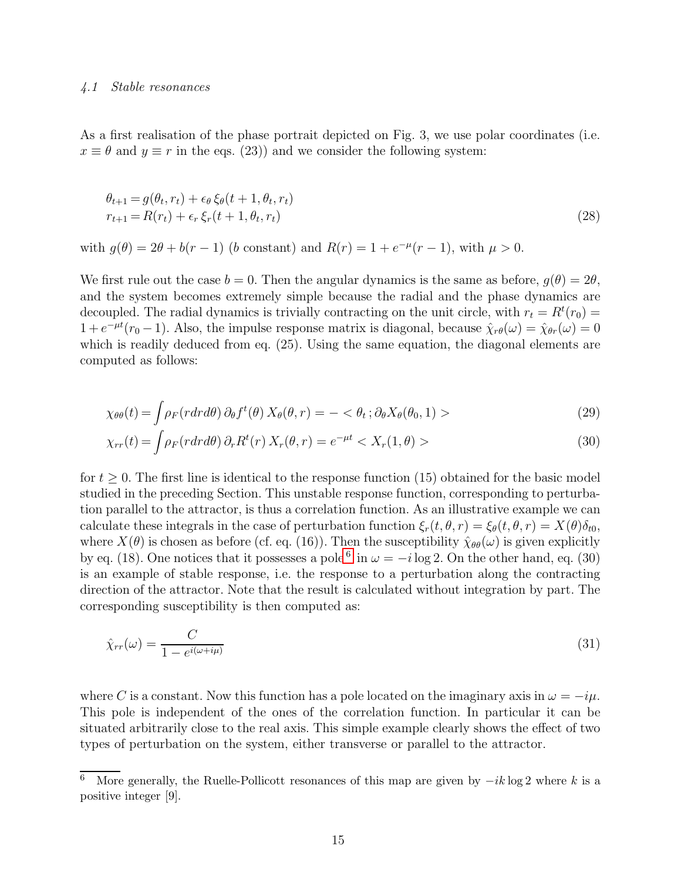### 4.1 Stable resonances

As a first realisation of the phase portrait depicted on Fig. 3, we use polar coordinates (i.e. $x \equiv \theta$ and $y \equiv r$ in the eqs. (23)) and we consider the following system:

$$
\begin{aligned}
\theta_{t+1} &= g(\theta_t, r_t) + \epsilon_\theta \, \xi_\theta(t+1, \theta_t, r_t) \\
r_{t+1} &= R(r_t) + \epsilon_r \, \xi_r(t+1, \theta_t, r_t)
\end{aligned}
\tag{28}
$$

with $g(\theta) = 2\theta + b(r-1)$ ($b$ constant) and $R(r) = 1 + e^{-\mu}(r-1)$, with $\mu > 0$.

We first rule out the case $b = 0$. Then the angular dynamics is the same as before, $g(\theta) = 2\theta$, and the system becomes extremely simple because the radial and the phase dynamics are decoupled. The radial dynamics is trivially contracting on the unit circle, with $r_t = R^t(r_0) = 1 + e^{-\mu t}(r_0 - 1)$. Also, the impulse response matrix is diagonal, because $\hat{\chi}_{r\theta}(\omega) = \hat{\chi}_{\theta r}(\omega) = 0$ which is readily deduced from eq. (25). Using the same equation, the diagonal elements are computed as follows:

$$
\chi_{\theta\theta}(t) = \int \rho_F(r dr d\theta) \, \partial_\theta f^t(\theta) \, X_\theta(\theta, r) = - < \theta_t \, ; \partial_\theta X_\theta(\theta_0, 1) >
\tag{29}
$$

$$
\chi_{rr}(t) = \int \rho_F(r dr d\theta) \, \partial_r R^t(r) \, X_r(\theta, r) = e^{-\mu t} < X_r(1, \theta) >
\tag{30}
$$

for $t \geq 0$. The first line is identical to the response function (15) obtained for the basic model studied in the preceding Section. This unstable response function, corresponding to perturbation parallel to the attractor, is thus a correlation function. As an illustrative example we can calculate these integrals in the case of perturbation function $\xi_r(t, \theta, r) = \xi_\theta(t, \theta, r) = X(\theta)\delta_{t0}$, where $X(\theta)$ is chosen as before (cf. eq. (16)). Then the susceptibility $\hat{\chi}_{\theta\theta}(\omega)$ is given explicitly by eq. (18). One notices that it possesses a pole[6] in $\omega = -i \log 2$. On the other hand, eq. (30) is an example of stable response, i.e. the response to a perturbation along the contracting direction of the attractor. Note that the result is calculated without integration by part. The corresponding susceptibility is then computed as:

$$
\hat{\chi}_{rr}(\omega) = \frac{C}{1 - e^{i(\omega + i\mu)}}
\tag{31}
$$

where $C$ is a constant. Now this function has a pole located on the imaginary axis in $\omega = -i\mu$. This pole is independent of the ones of the correlation function. In particular it can be situated arbitrarily close to the real axis. This simple example clearly shows the effect of two types of perturbation on the system, either transverse or parallel to the attractor.

[6] More generally, the Ruelle-Pollicott resonances of this map are given by $-ik \log 2$ where $k$ is a positive integer [9].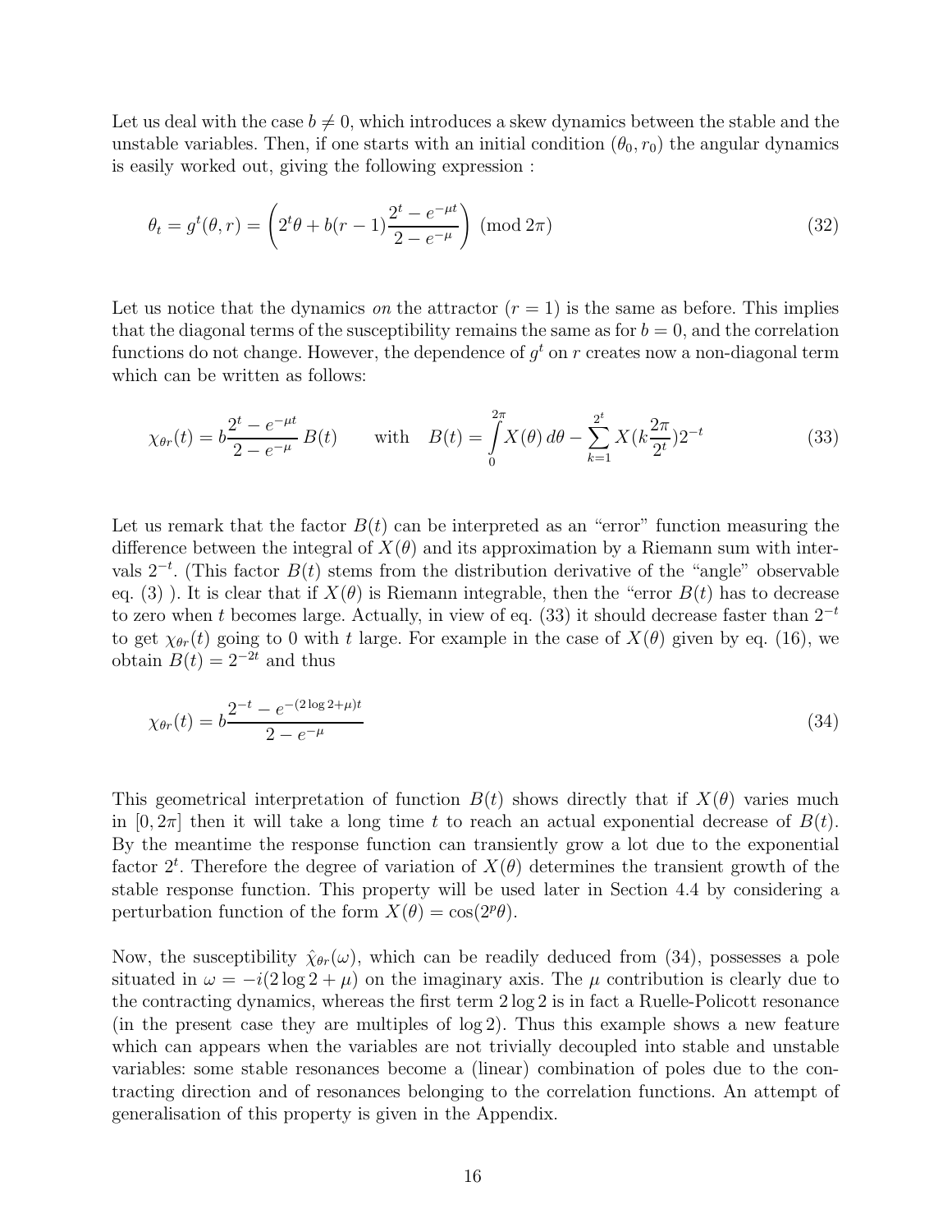Let us deal with the case $b \neq 0$, which introduces a skew dynamics between the stable and the unstable variables. Then, if one starts with an initial condition $(\theta_0, r_0)$ the angular dynamics is easily worked out, giving the following expression :

$$\theta_t = g^t(\theta, r) = \left( 2^t \theta + b(r-1) \frac{2^t - e^{-\mu t}}{2 - e^{-\mu}} \right) \pmod{2\pi} \tag{32}$$

Let us notice that the dynamics *on* the attractor ($r = 1$) is the same as before. This implies that the diagonal terms of the susceptibility remains the same as for $b = 0$, and the correlation functions do not change. However, the dependence of $g^t$ on $r$ creates now a non-diagonal term which can be written as follows:

$$\chi_{\theta r}(t) = b \frac{2^t - e^{-\mu t}}{2 - e^{-\mu}} \, B(t) \qquad \text{with} \quad B(t) = \int_0^{2\pi} X(\theta) \, d\theta - \sum_{k=1}^{2^t} X(k \frac{2\pi}{2^t}) 2^{-t} \tag{33}$$

Let us remark that the factor $B(t)$ can be interpreted as an "error" function measuring the difference between the integral of $X(\theta)$ and its approximation by a Riemann sum with intervals $2^{-t}$. (This factor $B(t)$ stems from the distribution derivative of the "angle" observable eq. (3) ). It is clear that if $X(\theta)$ is Riemann integrable, then the "error $B(t)$ has to decrease to zero when $t$ becomes large. Actually, in view of eq. (33) it should decrease faster than $2^{-t}$ to get $\chi_{\theta r}(t)$ going to 0 with $t$ large. For example in the case of $X(\theta)$ given by eq. (16), we obtain $B(t) = 2^{-2t}$ and thus

$$\chi_{\theta r}(t) = b \frac{2^{-t} - e^{-(2 \log 2 + \mu)t}}{2 - e^{-\mu}} \tag{34}$$

This geometrical interpretation of function $B(t)$ shows directly that if $X(\theta)$ varies much in $[0, 2\pi]$ then it will take a long time $t$ to reach an actual exponential decrease of $B(t)$. By the meantime the response function can transiently grow a lot due to the exponential factor $2^t$. Therefore the degree of variation of $X(\theta)$ determines the transient growth of the stable response function. This property will be used later in Section 4.4 by considering a perturbation function of the form $X(\theta) = \cos(2^p \theta)$.

Now, the susceptibility $\hat{\chi}_{\theta r}(\omega)$, which can be readily deduced from (34), possesses a pole situated in $\omega = -i(2 \log 2 + \mu)$ on the imaginary axis. The $\mu$ contribution is clearly due to the contracting dynamics, whereas the first term $2 \log 2$ is in fact a Ruelle-Policott resonance (in the present case they are multiples of $\log 2$). Thus this example shows a new feature which can appears when the variables are not trivially decoupled into stable and unstable variables: some stable resonances become a (linear) combination of poles due to the contracting direction and of resonances belonging to the correlation functions. An attempt of generalisation of this property is given in the Appendix.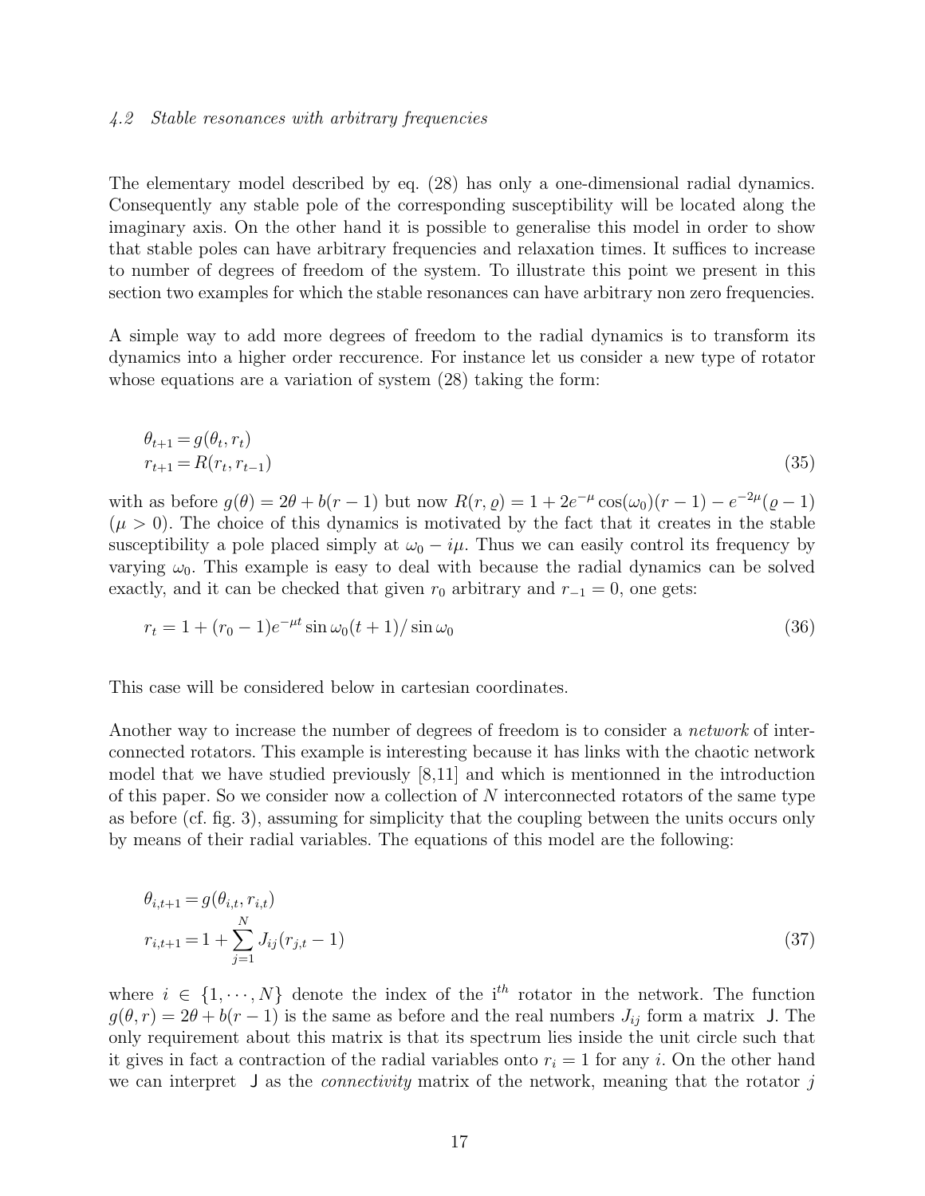### *4.2 Stable resonances with arbitrary frequencies*

The elementary model described by eq. (28) has only a one-dimensional radial dynamics. Consequently any stable pole of the corresponding susceptibility will be located along the imaginary axis. On the other hand it is possible to generalise this model in order to show that stable poles can have arbitrary frequencies and relaxation times. It suffices to increase to number of degrees of freedom of the system. To illustrate this point we present in this section two examples for which the stable resonances can have arbitrary non zero frequencies.

A simple way to add more degrees of freedom to the radial dynamics is to transform its dynamics into a higher order reccurence. For instance let us consider a new type of rotator whose equations are a variation of system (28) taking the form:

$$
\begin{aligned}
\theta_{t+1} &= g(\theta_t, r_t) \\
r_{t+1} &= R(r_t, r_{t-1})
\end{aligned}
\tag{35}
$$

with as before $g(\theta) = 2\theta + b(r-1)$ but now $R(r, \varrho) = 1 + 2e^{-\mu}\cos(\omega_0)(r-1) - e^{-2\mu}(\varrho - 1)$ ($\mu > 0$). The choice of this dynamics is motivated by the fact that it creates in the stable susceptibility a pole placed simply at $\omega_0 - i\mu$. Thus we can easily control its frequency by varying $\omega_0$. This example is easy to deal with because the radial dynamics can be solved exactly, and it can be checked that given $r_0$ arbitrary and $r_{-1} = 0$, one gets:

$$
r_t = 1 + (r_0 - 1)e^{-\mu t}\sin\omega_0(t+1)/\sin\omega_0 \tag{36}
$$

This case will be considered below in cartesian coordinates.

Another way to increase the number of degrees of freedom is to consider a *network* of interconnected rotators. This example is interesting because it has links with the chaotic network model that we have studied previously [8,11] and which is mentionned in the introduction of this paper. So we consider now a collection of $N$ interconnected rotators of the same type as before (cf. fig. 3), assuming for simplicity that the coupling between the units occurs only by means of their radial variables. The equations of this model are the following:

$$
\begin{aligned}
\theta_{i,t+1} &= g(\theta_{i,t}, r_{i,t}) \\
r_{i,t+1} &= 1 + \sum_{j=1}^{N} J_{ij}(r_{j,t} - 1)
\end{aligned}
\tag{37}
$$

where $i \in \{1, \cdots, N\}$ denote the index of the i$^{th}$ rotator in the network. The function $g(\theta, r) = 2\theta + b(r-1)$ is the same as before and the real numbers $J_{ij}$ form a matrix $\mathsf{J}$. The only requirement about this matrix is that its spectrum lies inside the unit circle such that it gives in fact a contraction of the radial variables onto $r_i = 1$ for any $i$. On the other hand we can interpret $\mathsf{J}$ as the *connectivity* matrix of the network, meaning that the rotator $j$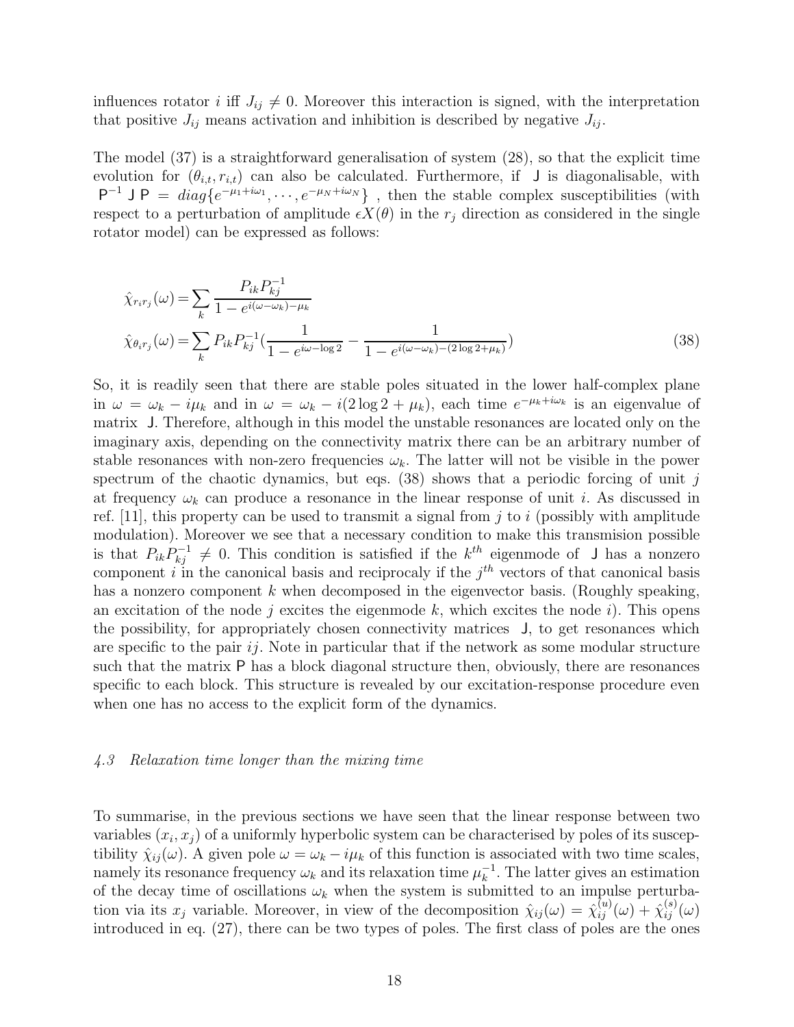influences rotator $i$ iff $J_{ij} \neq 0$. Moreover this interaction is signed, with the interpretation that positive $J_{ij}$ means activation and inhibition is described by negative $J_{ij}$.

The model (37) is a straightforward generalisation of system (28), so that the explicit time evolution for $(\theta_{i,t}, r_{i,t})$ can also be calculated. Furthermore, if $\mathsf{J}$ is diagonalisable, with $\mathsf{P}^{-1}\,\mathsf{J}\,\mathsf{P} = diag\{e^{-\mu_1+i\omega_1}, \cdots, e^{-\mu_N+i\omega_N}\}$ , then the stable complex susceptibilities (with respect to a perturbation of amplitude $\epsilon X(\theta)$ in the $r_j$ direction as considered in the single rotator model) can be expressed as follows:

$$
\begin{aligned}
\hat{\chi}_{r_i r_j}(\omega) &= \sum_k \frac{P_{ik}P^{-1}_{kj}}{1 - e^{i(\omega-\omega_k)-\mu_k}} \\
\hat{\chi}_{\theta_i r_j}(\omega) &= \sum_k P_{ik}P^{-1}_{kj}\left(\frac{1}{1-e^{i\omega-\log 2}} - \frac{1}{1-e^{i(\omega-\omega_k)-(2\log 2+\mu_k)}}\right)
\end{aligned}
\tag{38}
$$

So, it is readily seen that there are stable poles situated in the lower half-complex plane in $\omega = \omega_k - i\mu_k$ and in $\omega = \omega_k - i(2\log 2 + \mu_k)$, each time $e^{-\mu_k+i\omega_k}$ is an eigenvalue of matrix $\mathsf{J}$. Therefore, although in this model the unstable resonances are located only on the imaginary axis, depending on the connectivity matrix there can be an arbitrary number of stable resonances with non-zero frequencies $\omega_k$. The latter will not be visible in the power spectrum of the chaotic dynamics, but eqs. (38) shows that a periodic forcing of unit $j$ at frequency $\omega_k$ can produce a resonance in the linear response of unit $i$. As discussed in ref. [11], this property can be used to transmit a signal from $j$ to $i$ (possibly with amplitude modulation). Moreover we see that a necessary condition to make this transmision possible is that $P_{ik}P^{-1}_{kj} \neq 0$. This condition is satisfied if the $k^{th}$ eigenmode of $\mathsf{J}$ has a nonzero component $i$ in the canonical basis and reciprocaly if the $j^{th}$ vectors of that canonical basis has a nonzero component $k$ when decomposed in the eigenvector basis. (Roughly speaking, an excitation of the node $j$ excites the eigenmode $k$, which excites the node $i$). This opens the possibility, for appropriately chosen connectivity matrices $\mathsf{J}$, to get resonances which are specific to the pair $ij$. Note in particular that if the network as some modular structure such that the matrix $\mathsf{P}$ has a block diagonal structure then, obviously, there are resonances specific to each block. This structure is revealed by our excitation-response procedure even when one has no access to the explicit form of the dynamics.

### *4.3 Relaxation time longer than the mixing time*

To summarise, in the previous sections we have seen that the linear response between two variables $(x_i, x_j)$ of a uniformly hyperbolic system can be characterised by poles of its susceptibility $\hat{\chi}_{ij}(\omega)$. A given pole $\omega = \omega_k - i\mu_k$ of this function is associated with two time scales, namely its resonance frequency $\omega_k$ and its relaxation time $\mu_k^{-1}$. The latter gives an estimation of the decay time of oscillations $\omega_k$ when the system is submitted to an impulse perturbation via its $x_j$ variable. Moreover, in view of the decomposition $\hat{\chi}_{ij}(\omega) = \hat{\chi}^{(u)}_{ij}(\omega) + \hat{\chi}^{(s)}_{ij}(\omega)$ introduced in eq. (27), there can be two types of poles. The first class of poles are the ones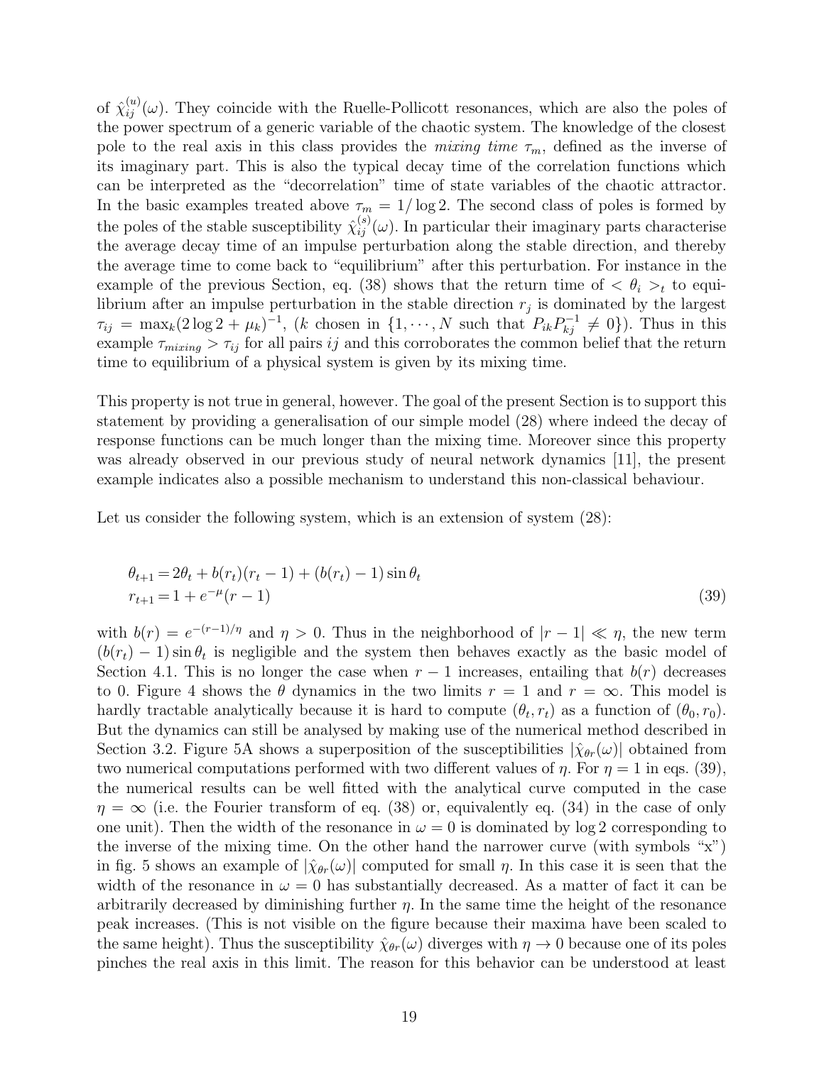of $\hat{\chi}^{(u)}_{ij}(\omega)$. They coincide with the Ruelle-Pollicott resonances, which are also the poles of the power spectrum of a generic variable of the chaotic system. The knowledge of the closest pole to the real axis in this class provides the *mixing time* $\tau_m$, defined as the inverse of its imaginary part. This is also the typical decay time of the correlation functions which can be interpreted as the "decorrelation" time of state variables of the chaotic attractor. In the basic examples treated above $\tau_m = 1/\log 2$. The second class of poles is formed by the poles of the stable susceptibility $\hat{\chi}^{(s)}_{ij}(\omega)$. In particular their imaginary parts characterise the average decay time of an impulse perturbation along the stable direction, and thereby the average time to come back to "equilibrium" after this perturbation. For instance in the example of the previous Section, eq. (38) shows that the return time of $< \theta_i >_t$ to equilibrium after an impulse perturbation in the stable direction $r_j$ is dominated by the largest $\tau_{ij} = \max_k (2\log 2 + \mu_k)^{-1}$, ($k$ chosen in $\{1, \cdots, N$ such that $P_{ik}P^{-1}_{kj} \neq 0\}$). Thus in this example $\tau_{mixing} > \tau_{ij}$ for all pairs $ij$ and this corroborates the common belief that the return time to equilibrium of a physical system is given by its mixing time.

This property is not true in general, however. The goal of the present Section is to support this statement by providing a generalisation of our simple model (28) where indeed the decay of response functions can be much longer than the mixing time. Moreover since this property was already observed in our previous study of neural network dynamics [11], the present example indicates also a possible mechanism to understand this non-classical behaviour.

Let us consider the following system, which is an extension of system (28):

$$
\begin{aligned}
\theta_{t+1} &= 2\theta_t + b(r_t)(r_t - 1) + (b(r_t) - 1)\sin\theta_t \\
r_{t+1} &= 1 + e^{-\mu}(r - 1)
\end{aligned}
\tag{39}
$$

with $b(r) = e^{-(r-1)/\eta}$ and $\eta > 0$. Thus in the neighborhood of $|r - 1| \ll \eta$, the new term $(b(r_t) - 1)\sin\theta_t$ is negligible and the system then behaves exactly as the basic model of Section 4.1. This is no longer the case when $r - 1$ increases, entailing that $b(r)$ decreases to 0. Figure 4 shows the $\theta$ dynamics in the two limits $r = 1$ and $r = \infty$. This model is hardly tractable analytically because it is hard to compute $(\theta_t, r_t)$ as a function of $(\theta_0, r_0)$. But the dynamics can still be analysed by making use of the numerical method described in Section 3.2. Figure 5A shows a superposition of the susceptibilities $|\hat{\chi}_{\theta r}(\omega)|$ obtained from two numerical computations performed with two different values of $\eta$. For $\eta = 1$ in eqs. (39), the numerical results can be well fitted with the analytical curve computed in the case $\eta = \infty$ (i.e. the Fourier transform of eq. (38) or, equivalently eq. (34) in the case of only one unit). Then the width of the resonance in $\omega = 0$ is dominated by $\log 2$ corresponding to the inverse of the mixing time. On the other hand the narrower curve (with symbols "x") in fig. 5 shows an example of $|\hat{\chi}_{\theta r}(\omega)|$ computed for small $\eta$. In this case it is seen that the width of the resonance in $\omega = 0$ has substantially decreased. As a matter of fact it can be arbitrarily decreased by diminishing further $\eta$. In the same time the height of the resonance peak increases. (This is not visible on the figure because their maxima have been scaled to the same height). Thus the susceptibility $\hat{\chi}_{\theta r}(\omega)$ diverges with $\eta \to 0$ because one of its poles pinches the real axis in this limit. The reason for this behavior can be understood at least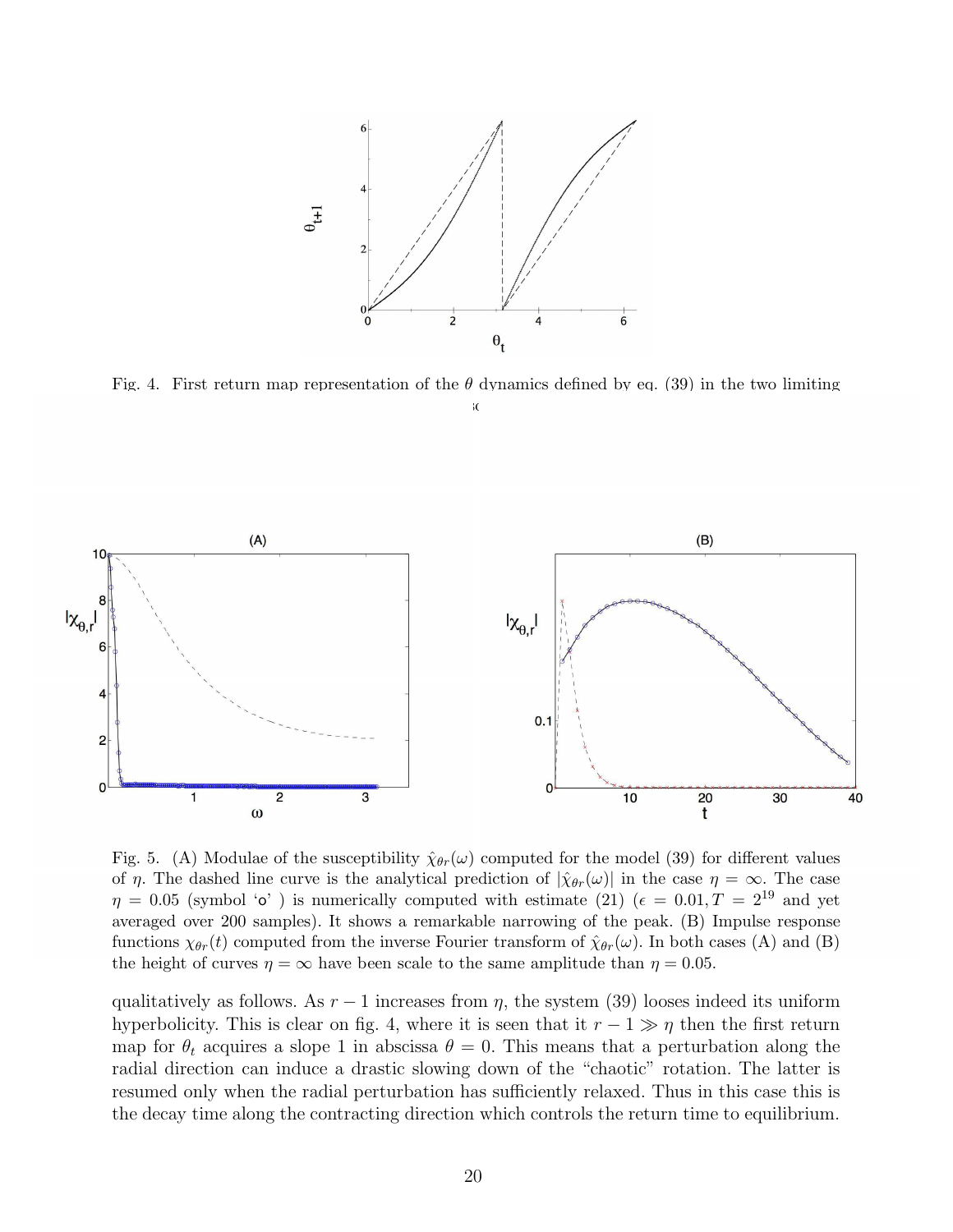Fig. 4. First return map representation of the $\theta$ dynamics defined by eq. (39) in the two limiting

Fig. 5. (A) Modulae of the susceptibility $\hat{\chi}_{\theta r}(\omega)$ computed for the model (39) for different values of $\eta$. The dashed line curve is the analytical prediction of $|\hat{\chi}_{\theta r}(\omega)|$ in the case $\eta = \infty$. The case $\eta = 0.05$ (symbol 'o' ) is numerically computed with estimate (21) ($\epsilon = 0.01, T = 2^{19}$ and yet averaged over 200 samples). It shows a remarkable narrowing of the peak. (B) Impulse response functions $\chi_{\theta r}(t)$ computed from the inverse Fourier transform of $\hat{\chi}_{\theta r}(\omega)$. In both cases (A) and (B) the height of curves $\eta = \infty$ have been scale to the same amplitude than $\eta = 0.05$.

qualitatively as follows. As $r - 1$ increases from $\eta$, the system (39) looses indeed its uniform hyperbolicity. This is clear on fig. 4, where it is seen that it $r - 1 \gg \eta$ then the first return map for $\theta_t$ acquires a slope 1 in abscissa $\theta = 0$. This means that a perturbation along the radial direction can induce a drastic slowing down of the "chaotic" rotation. The latter is resumed only when the radial perturbation has sufficiently relaxed. Thus in this case this is the decay time along the contracting direction which controls the return time to equilibrium.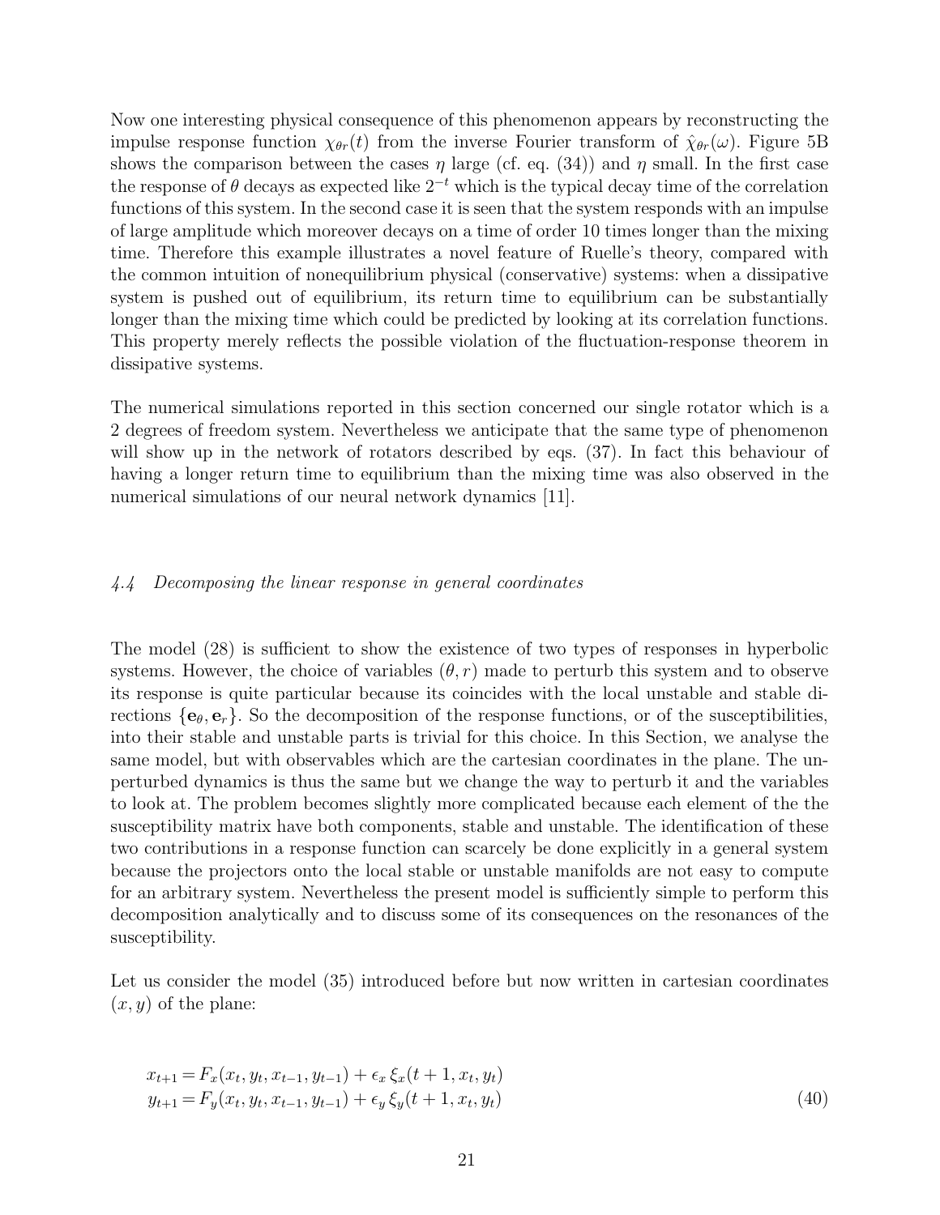Now one interesting physical consequence of this phenomenon appears by reconstructing the impulse response function $\chi_{\theta r}(t)$ from the inverse Fourier transform of $\hat{\chi}_{\theta r}(\omega)$. Figure 5B shows the comparison between the cases $\eta$ large (cf. eq. (34)) and $\eta$ small. In the first case the response of $\theta$ decays as expected like $2^{-t}$ which is the typical decay time of the correlation functions of this system. In the second case it is seen that the system responds with an impulse of large amplitude which moreover decays on a time of order 10 times longer than the mixing time. Therefore this example illustrates a novel feature of Ruelle's theory, compared with the common intuition of nonequilibrium physical (conservative) systems: when a dissipative system is pushed out of equilibrium, its return time to equilibrium can be substantially longer than the mixing time which could be predicted by looking at its correlation functions. This property merely reflects the possible violation of the fluctuation-response theorem in dissipative systems.

The numerical simulations reported in this section concerned our single rotator which is a 2 degrees of freedom system. Nevertheless we anticipate that the same type of phenomenon will show up in the network of rotators described by eqs. (37). In fact this behaviour of having a longer return time to equilibrium than the mixing time was also observed in the numerical simulations of our neural network dynamics [11].

### *4.4 Decomposing the linear response in general coordinates*

The model (28) is sufficient to show the existence of two types of responses in hyperbolic systems. However, the choice of variables $(\theta, r)$ made to perturb this system and to observe its response is quite particular because its coincides with the local unstable and stable directions $\{\mathbf{e}_\theta, \mathbf{e}_r\}$. So the decomposition of the response functions, or of the susceptibilities, into their stable and unstable parts is trivial for this choice. In this Section, we analyse the same model, but with observables which are the cartesian coordinates in the plane. The unperturbed dynamics is thus the same but we change the way to perturb it and the variables to look at. The problem becomes slightly more complicated because each element of the the susceptibility matrix have both components, stable and unstable. The identification of these two contributions in a response function can scarcely be done explicitly in a general system because the projectors onto the local stable or unstable manifolds are not easy to compute for an arbitrary system. Nevertheless the present model is sufficiently simple to perform this decomposition analytically and to discuss some of its consequences on the resonances of the susceptibility.

Let us consider the model (35) introduced before but now written in cartesian coordinates $(x, y)$ of the plane:

$$
\begin{aligned}
x_{t+1} &= F_x(x_t, y_t, x_{t-1}, y_{t-1}) + \epsilon_x \, \xi_x(t+1, x_t, y_t) \\
y_{t+1} &= F_y(x_t, y_t, x_{t-1}, y_{t-1}) + \epsilon_y \, \xi_y(t+1, x_t, y_t)
\end{aligned}
\tag{40}
$$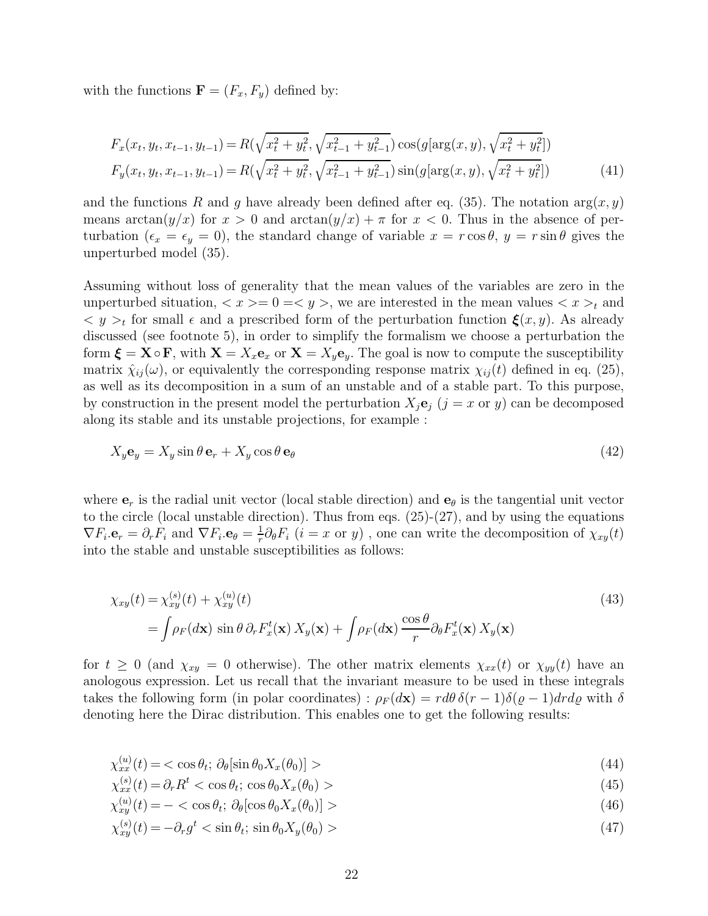with the functions $\mathbf{F} = (F_x, F_y)$ defined by:

$$
\begin{aligned}
F_x(x_t, y_t, x_{t-1}, y_{t-1}) &= R(\sqrt{x_t^2 + y_t^2}, \sqrt{x_{t-1}^2 + y_{t-1}^2}) \cos(g[\arg(x, y), \sqrt{x_t^2 + y_t^2}]) \\
F_y(x_t, y_t, x_{t-1}, y_{t-1}) &= R(\sqrt{x_t^2 + y_t^2}, \sqrt{x_{t-1}^2 + y_{t-1}^2}) \sin(g[\arg(x, y), \sqrt{x_t^2 + y_t^2}])
\end{aligned}
\tag{41}
$$

and the functions $R$ and $g$ have already been defined after eq. (35). The notation $\arg(x, y)$ means $\arctan(y/x)$ for $x > 0$ and $\arctan(y/x) + \pi$ for $x < 0$. Thus in the absence of perturbation ($\epsilon_x = \epsilon_y = 0$), the standard change of variable $x = r\cos\theta$, $y = r\sin\theta$ gives the unperturbed model (35).

Assuming without loss of generality that the mean values of the variables are zero in the unperturbed situation, $< x >= 0 =< y >$, we are interested in the mean values $< x >_t$ and $< y >_t$ for small $\epsilon$ and a prescribed form of the perturbation function $\boldsymbol{\xi}(x, y)$. As already discussed (see footnote 5), in order to simplify the formalism we choose a perturbation the form $\boldsymbol{\xi} = \mathbf{X} \circ \mathbf{F}$, with $\mathbf{X} = X_x \mathbf{e}_x$ or $\mathbf{X} = X_y \mathbf{e}_y$. The goal is now to compute the susceptibility matrix $\hat{\chi}_{ij}(\omega)$, or equivalently the corresponding response matrix $\chi_{ij}(t)$ defined in eq. (25), as well as its decomposition in a sum of an unstable and of a stable part. To this purpose, by construction in the present model the perturbation $X_j \mathbf{e}_j$ ($j = x$ or $y$) can be decomposed along its stable and its unstable projections, for example :

$$
X_y \mathbf{e}_y = X_y \sin\theta\, \mathbf{e}_r + X_y \cos\theta\, \mathbf{e}_\theta \tag{42}
$$

where $\mathbf{e}_r$ is the radial unit vector (local stable direction) and $\mathbf{e}_\theta$ is the tangential unit vector to the circle (local unstable direction). Thus from eqs. (25)-(27), and by using the equations $\nabla F_i.\mathbf{e}_r = \partial_r F_i$ and $\nabla F_i.\mathbf{e}_\theta = \frac{1}{r}\partial_\theta F_i$ ($i = x$ or $y$) , one can write the decomposition of $\chi_{xy}(t)$ into the stable and unstable susceptibilities as follows:

$$
\begin{aligned}
\chi_{xy}(t) &= \chi_{xy}^{(s)}(t) + \chi_{xy}^{(u)}(t) \\
&= \int \rho_F(d\mathbf{x})\, \sin\theta\, \partial_r F_x^t(\mathbf{x})\, X_y(\mathbf{x}) + \int \rho_F(d\mathbf{x})\, \frac{\cos\theta}{r} \partial_\theta F_x^t(\mathbf{x})\, X_y(\mathbf{x})
\end{aligned}
\tag{43}
$$

for $t \geq 0$ (and $\chi_{xy} = 0$ otherwise). The other matrix elements $\chi_{xx}(t)$ or $\chi_{yy}(t)$ have an anologous expression. Let us recall that the invariant measure to be used in these integrals takes the following form (in polar coordinates) : $\rho_F(d\mathbf{x}) = r d\theta\, \delta(r-1)\delta(\varrho - 1) dr d\varrho$ with $\delta$ denoting here the Dirac distribution. This enables one to get the following results:

$$
\chi_{xx}^{(u)}(t) = < \cos\theta_t;\, \partial_\theta[\sin\theta_0 X_x(\theta_0)] > \tag{44}
$$

$$
\chi_{xx}^{(s)}(t) = \partial_r R^t < \cos\theta_t;\, \cos\theta_0 X_x(\theta_0) > \tag{45}
$$

$$
\chi_{xy}^{(u)}(t) = - < \cos\theta_t;\, \partial_\theta[\cos\theta_0 X_x(\theta_0)] > \tag{46}
$$

$$
\chi_{xy}^{(s)}(t) = -\partial_r g^t < \sin\theta_t;\, \sin\theta_0 X_y(\theta_0) > \tag{47}
$$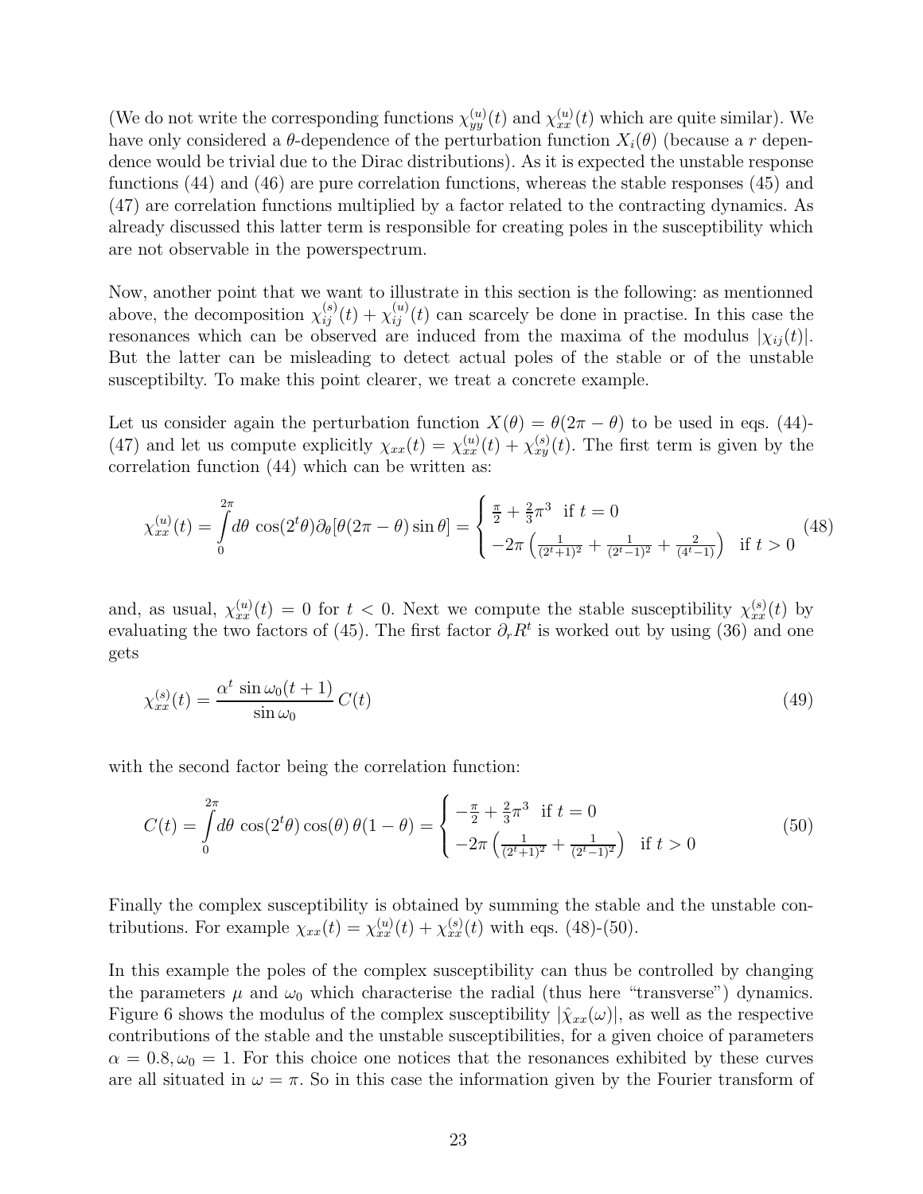(We do not write the corresponding functions $\chi_{yy}^{(u)}(t)$ and $\chi_{xx}^{(u)}(t)$ which are quite similar). We have only considered a $\theta$-dependence of the perturbation function $X_i(\theta)$ (because a $r$ dependence would be trivial due to the Dirac distributions). As it is expected the unstable response functions (44) and (46) are pure correlation functions, whereas the stable responses (45) and (47) are correlation functions multiplied by a factor related to the contracting dynamics. As already discussed this latter term is responsible for creating poles in the susceptibility which are not observable in the powerspectrum.

Now, another point that we want to illustrate in this section is the following: as mentionned above, the decomposition $\chi_{ij}^{(s)}(t) + \chi_{ij}^{(u)}(t)$ can scarcely be done in practise. In this case the resonances which can be observed are induced from the maxima of the modulus $|\chi_{ij}(t)|$. But the latter can be misleading to detect actual poles of the stable or of the unstable susceptibilty. To make this point clearer, we treat a concrete example.

Let us consider again the perturbation function $X(\theta) = \theta(2\pi - \theta)$ to be used in eqs. (44)-(47) and let us compute explicitly $\chi_{xx}(t) = \chi_{xx}^{(u)}(t) + \chi_{xy}^{(s)}(t)$. The first term is given by the correlation function (44) which can be written as:

$$\chi_{xx}^{(u)}(t) = \int_0^{2\pi} d\theta \, \cos(2^t\theta)\partial_\theta[\theta(2\pi - \theta)\sin\theta] = \begin{cases} \frac{\pi}{2} + \frac{2}{3}\pi^3 & \text{if } t = 0 \\ -2\pi\left(\frac{1}{(2^t+1)^2} + \frac{1}{(2^t-1)^2} + \frac{2}{(4^t-1)}\right) & \text{if } t > 0 \end{cases} \tag{48}$$

and, as usual, $\chi_{xx}^{(u)}(t) = 0$ for $t < 0$. Next we compute the stable susceptibility $\chi_{xx}^{(s)}(t)$ by evaluating the two factors of (45). The first factor $\partial_r R^t$ is worked out by using (36) and one gets

$$\chi_{xx}^{(s)}(t) = \frac{\alpha^t \, \sin\omega_0(t+1)}{\sin\omega_0} \, C(t) \tag{49}$$

with the second factor being the correlation function:

$$C(t) = \int_0^{2\pi} d\theta \, \cos(2^t\theta)\cos(\theta) \, \theta(1-\theta) = \begin{cases} -\frac{\pi}{2} + \frac{2}{3}\pi^3 & \text{if } t = 0 \\ -2\pi\left(\frac{1}{(2^t+1)^2} + \frac{1}{(2^t-1)^2}\right) & \text{if } t > 0 \end{cases} \tag{50}$$

Finally the complex susceptibility is obtained by summing the stable and the unstable contributions. For example $\chi_{xx}(t) = \chi_{xx}^{(u)}(t) + \chi_{xx}^{(s)}(t)$ with eqs. (48)-(50).

In this example the poles of the complex susceptibility can thus be controlled by changing the parameters $\mu$ and $\omega_0$ which characterise the radial (thus here "transverse") dynamics. Figure 6 shows the modulus of the complex susceptibility $|\hat{\chi}_{xx}(\omega)|$, as well as the respective contributions of the stable and the unstable susceptibilities, for a given choice of parameters $\alpha = 0.8, \omega_0 = 1$. For this choice one notices that the resonances exhibited by these curves are all situated in $\omega = \pi$. So in this case the information given by the Fourier transform of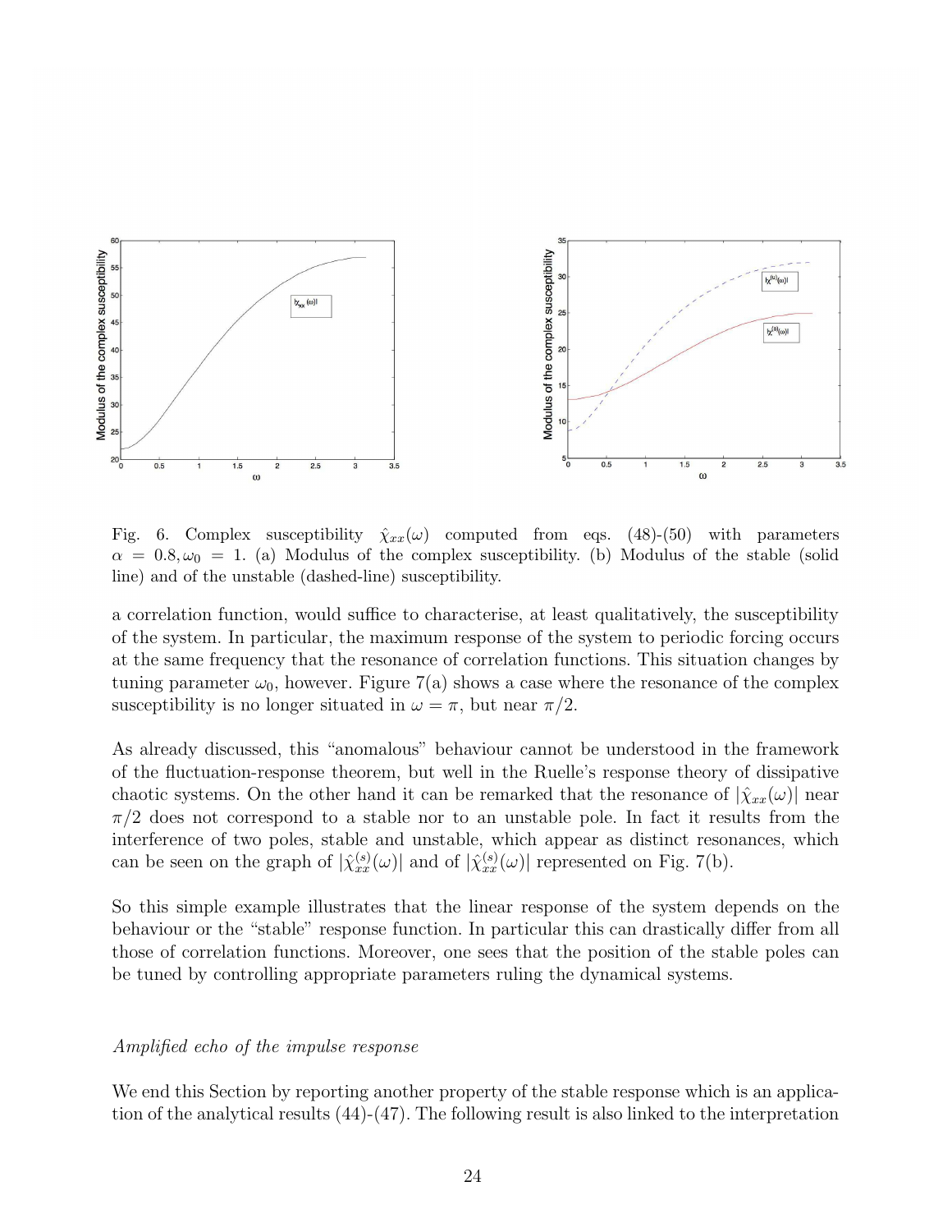Fig. 6. Complex susceptibility $\hat{\chi}_{xx}(\omega)$ computed from eqs. (48)-(50) with parameters $\alpha = 0.8, \omega_0 = 1$. (a) Modulus of the complex susceptibility. (b) Modulus of the stable (solid line) and of the unstable (dashed-line) susceptibility.

a correlation function, would suffice to characterise, at least qualitatively, the susceptibility of the system. In particular, the maximum response of the system to periodic forcing occurs at the same frequency that the resonance of correlation functions. This situation changes by tuning parameter $\omega_0$, however. Figure 7(a) shows a case where the resonance of the complex susceptibility is no longer situated in $\omega = \pi$, but near $\pi/2$.

As already discussed, this "anomalous" behaviour cannot be understood in the framework of the fluctuation-response theorem, but well in the Ruelle's response theory of dissipative chaotic systems. On the other hand it can be remarked that the resonance of $|\hat{\chi}_{xx}(\omega)|$ near $\pi/2$ does not correspond to a stable nor to an unstable pole. In fact it results from the interference of two poles, stable and unstable, which appear as distinct resonances, which can be seen on the graph of $|\hat{\chi}^{(s)}_{xx}(\omega)|$ and of $|\hat{\chi}^{(s)}_{xx}(\omega)|$ represented on Fig. 7(b).

So this simple example illustrates that the linear response of the system depends on the behaviour or the "stable" response function. In particular this can drastically differ from all those of correlation functions. Moreover, one sees that the position of the stable poles can be tuned by controlling appropriate parameters ruling the dynamical systems.

*Amplified echo of the impulse response*

We end this Section by reporting another property of the stable response which is an application of the analytical results (44)-(47). The following result is also linked to the interpretation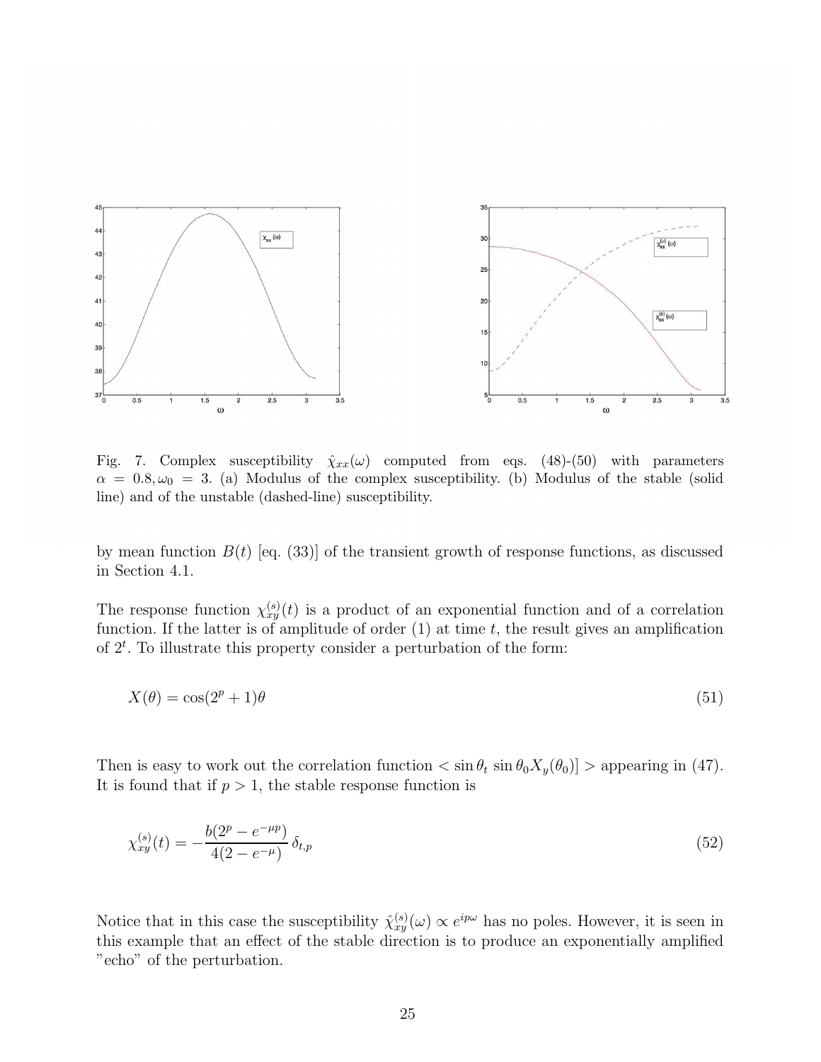Fig. 7. Complex susceptibility $\hat{\chi}_{xx}(\omega)$ computed from eqs. (48)-(50) with parameters $\alpha = 0.8, \omega_0 = 3$. (a) Modulus of the complex susceptibility. (b) Modulus of the stable (solid line) and of the unstable (dashed-line) susceptibility.

by mean function $B(t)$ [eq. (33)] of the transient growth of response functions, as discussed in Section 4.1.

The response function $\chi^{(s)}_{xy}(t)$ is a product of an exponential function and of a correlation function. If the latter is of amplitude of order (1) at time $t$, the result gives an amplification of $2^t$. To illustrate this property consider a perturbation of the form:

$$X(\theta) = \cos(2^p + 1)\theta \tag{51}$$

Then is easy to work out the correlation function $< \sin\theta_t \sin\theta_0 X_y(\theta_0)] >$ appearing in (47). It is found that if $p > 1$, the stable response function is

$$\chi^{(s)}_{xy}(t) = -\frac{b(2^p - e^{-\mu p})}{4(2 - e^{-\mu})}\,\delta_{t,p} \tag{52}$$

Notice that in this case the susceptibility $\hat{\chi}^{(s)}_{xy}(\omega) \propto e^{ip\omega}$ has no poles. However, it is seen in this example that an effect of the stable direction is to produce an exponentially amplified "echo" of the perturbation.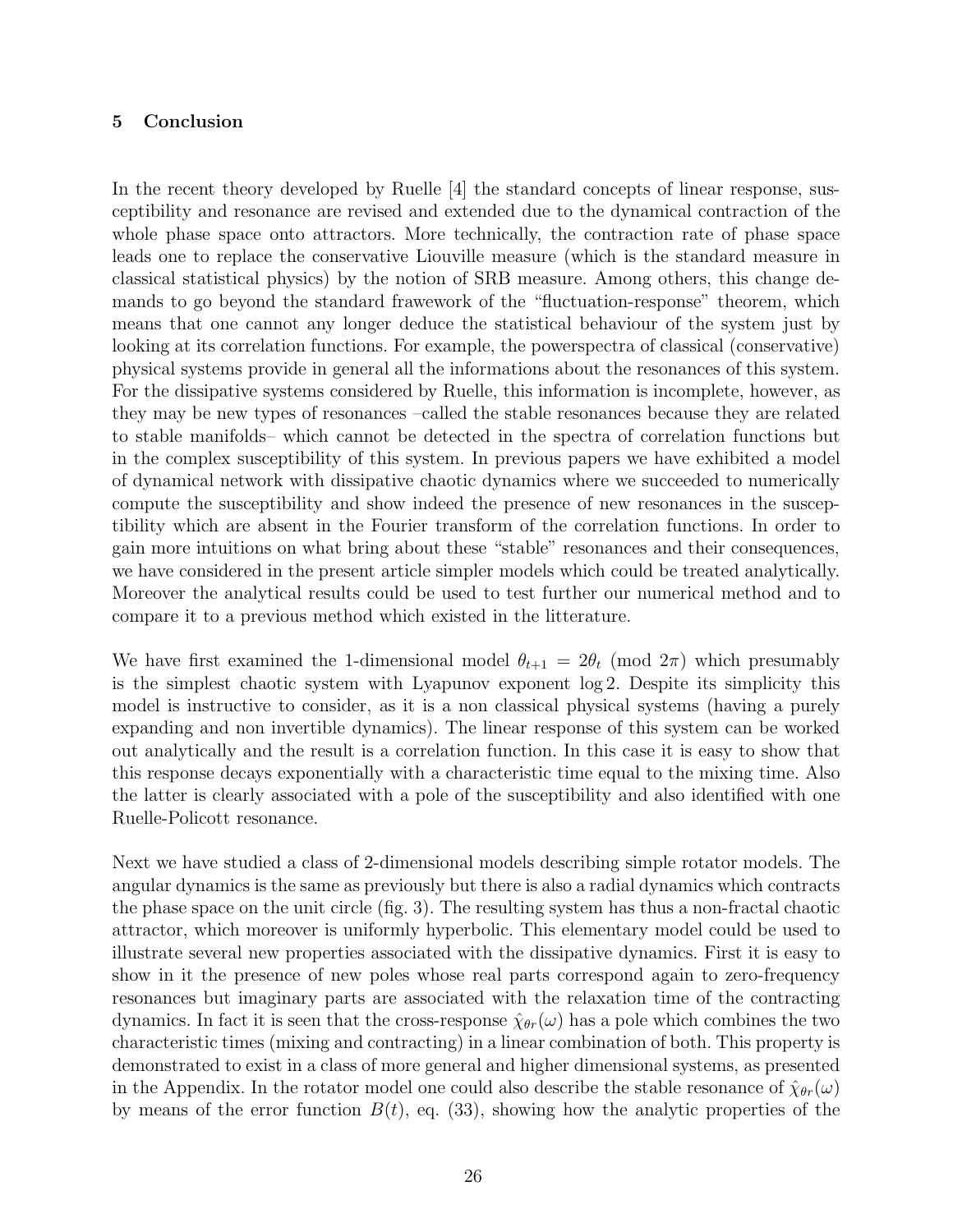## 5 Conclusion

In the recent theory developed by Ruelle [4] the standard concepts of linear response, susceptibility and resonance are revised and extended due to the dynamical contraction of the whole phase space onto attractors. More technically, the contraction rate of phase space leads one to replace the conservative Liouville measure (which is the standard measure in classical statistical physics) by the notion of SRB measure. Among others, this change demands to go beyond the standard frawework of the "fluctuation-response" theorem, which means that one cannot any longer deduce the statistical behaviour of the system just by looking at its correlation functions. For example, the powerspectra of classical (conservative) physical systems provide in general all the informations about the resonances of this system. For the dissipative systems considered by Ruelle, this information is incomplete, however, as they may be new types of resonances –called the stable resonances because they are related to stable manifolds– which cannot be detected in the spectra of correlation functions but in the complex susceptibility of this system. In previous papers we have exhibited a model of dynamical network with dissipative chaotic dynamics where we succeeded to numerically compute the susceptibility and show indeed the presence of new resonances in the susceptibility which are absent in the Fourier transform of the correlation functions. In order to gain more intuitions on what bring about these "stable" resonances and their consequences, we have considered in the present article simpler models which could be treated analytically. Moreover the analytical results could be used to test further our numerical method and to compare it to a previous method which existed in the litterature.

We have first examined the 1-dimensional model $\theta_{t+1} = 2\theta_t \pmod{2\pi}$ which presumably is the simplest chaotic system with Lyapunov exponent $\log 2$. Despite its simplicity this model is instructive to consider, as it is a non classical physical systems (having a purely expanding and non invertible dynamics). The linear response of this system can be worked out analytically and the result is a correlation function. In this case it is easy to show that this response decays exponentially with a characteristic time equal to the mixing time. Also the latter is clearly associated with a pole of the susceptibility and also identified with one Ruelle-Policott resonance.

Next we have studied a class of 2-dimensional models describing simple rotator models. The angular dynamics is the same as previously but there is also a radial dynamics which contracts the phase space on the unit circle (fig. 3). The resulting system has thus a non-fractal chaotic attractor, which moreover is uniformly hyperbolic. This elementary model could be used to illustrate several new properties associated with the dissipative dynamics. First it is easy to show in it the presence of new poles whose real parts correspond again to zero-frequency resonances but imaginary parts are associated with the relaxation time of the contracting dynamics. In fact it is seen that the cross-response $\hat{\chi}_{\theta r}(\omega)$ has a pole which combines the two characteristic times (mixing and contracting) in a linear combination of both. This property is demonstrated to exist in a class of more general and higher dimensional systems, as presented in the Appendix. In the rotator model one could also describe the stable resonance of $\hat{\chi}_{\theta r}(\omega)$ by means of the error function $B(t)$, eq. (33), showing how the analytic properties of the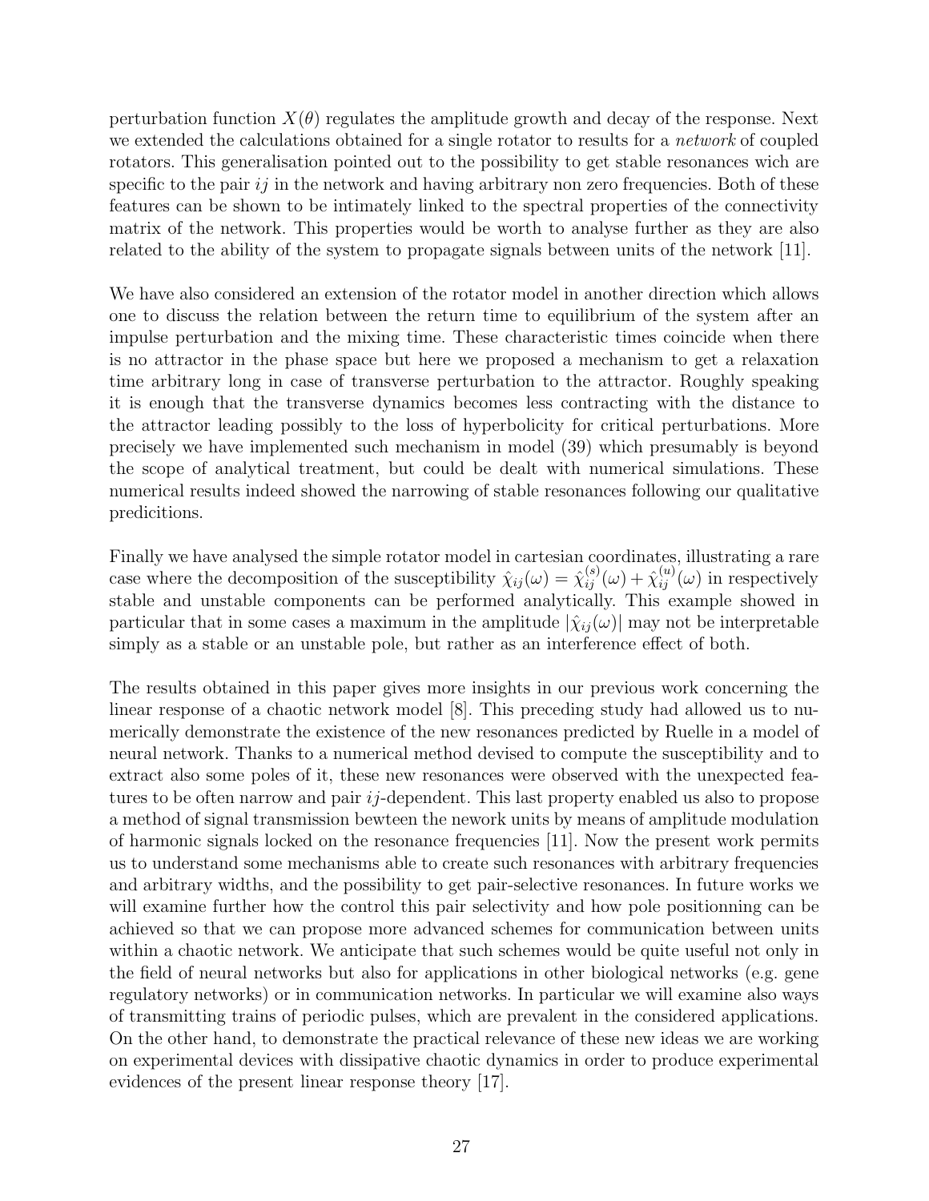perturbation function $X(\theta)$ regulates the amplitude growth and decay of the response. Next we extended the calculations obtained for a single rotator to results for a *network* of coupled rotators. This generalisation pointed out to the possibility to get stable resonances wich are specific to the pair $ij$ in the network and having arbitrary non zero frequencies. Both of these features can be shown to be intimately linked to the spectral properties of the connectivity matrix of the network. This properties would be worth to analyse further as they are also related to the ability of the system to propagate signals between units of the network [11].

We have also considered an extension of the rotator model in another direction which allows one to discuss the relation between the return time to equilibrium of the system after an impulse perturbation and the mixing time. These characteristic times coincide when there is no attractor in the phase space but here we proposed a mechanism to get a relaxation time arbitrary long in case of transverse perturbation to the attractor. Roughly speaking it is enough that the transverse dynamics becomes less contracting with the distance to the attractor leading possibly to the loss of hyperbolicity for critical perturbations. More precisely we have implemented such mechanism in model (39) which presumably is beyond the scope of analytical treatment, but could be dealt with numerical simulations. These numerical results indeed showed the narrowing of stable resonances following our qualitative predicitions.

Finally we have analysed the simple rotator model in cartesian coordinates, illustrating a rare case where the decomposition of the susceptibility $\hat{\chi}_{ij}(\omega) = \hat{\chi}_{ij}^{(s)}(\omega) + \hat{\chi}_{ij}^{(u)}(\omega)$ in respectively stable and unstable components can be performed analytically. This example showed in particular that in some cases a maximum in the amplitude $|\hat{\chi}_{ij}(\omega)|$ may not be interpretable simply as a stable or an unstable pole, but rather as an interference effect of both.

The results obtained in this paper gives more insights in our previous work concerning the linear response of a chaotic network model [8]. This preceding study had allowed us to numerically demonstrate the existence of the new resonances predicted by Ruelle in a model of neural network. Thanks to a numerical method devised to compute the susceptibility and to extract also some poles of it, these new resonances were observed with the unexpected features to be often narrow and pair $ij$-dependent. This last property enabled us also to propose a method of signal transmission bewteen the nework units by means of amplitude modulation of harmonic signals locked on the resonance frequencies [11]. Now the present work permits us to understand some mechanisms able to create such resonances with arbitrary frequencies and arbitrary widths, and the possibility to get pair-selective resonances. In future works we will examine further how the control this pair selectivity and how pole positionning can be achieved so that we can propose more advanced schemes for communication between units within a chaotic network. We anticipate that such schemes would be quite useful not only in the field of neural networks but also for applications in other biological networks (e.g. gene regulatory networks) or in communication networks. In particular we will examine also ways of transmitting trains of periodic pulses, which are prevalent in the considered applications. On the other hand, to demonstrate the practical relevance of these new ideas we are working on experimental devices with dissipative chaotic dynamics in order to produce experimental evidences of the present linear response theory [17].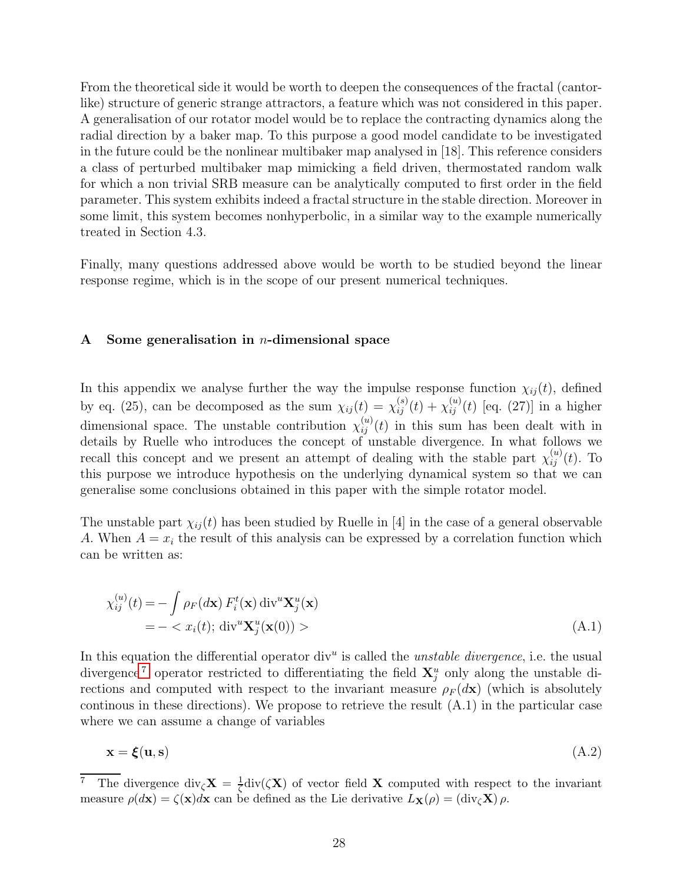From the theoretical side it would be worth to deepen the consequences of the fractal (cantor-like) structure of generic strange attractors, a feature which was not considered in this paper. A generalisation of our rotator model would be to replace the contracting dynamics along the radial direction by a baker map. To this purpose a good model candidate to be investigated in the future could be the nonlinear multibaker map analysed in [18]. This reference considers a class of perturbed multibaker map mimicking a field driven, thermostated random walk for which a non trivial SRB measure can be analytically computed to first order in the field parameter. This system exhibits indeed a fractal structure in the stable direction. Moreover in some limit, this system becomes nonhyperbolic, in a similar way to the example numerically treated in Section 4.3.

Finally, many questions addressed above would be worth to be studied beyond the linear response regime, which is in the scope of our present numerical techniques.

## A Some generalisation in $n$-dimensional space

In this appendix we analyse further the way the impulse response function $\chi_{ij}(t)$, defined by eq. (25), can be decomposed as the sum $\chi_{ij}(t) = \chi_{ij}^{(s)}(t) + \chi_{ij}^{(u)}(t)$ [eq. (27)] in a higher dimensional space. The unstable contribution $\chi_{ij}^{(u)}(t)$ in this sum has been dealt with in details by Ruelle who introduces the concept of unstable divergence. In what follows we recall this concept and we present an attempt of dealing with the stable part $\chi_{ij}^{(u)}(t)$. To this purpose we introduce hypothesis on the underlying dynamical system so that we can generalise some conclusions obtained in this paper with the simple rotator model.

The unstable part $\chi_{ij}(t)$ has been studied by Ruelle in [4] in the case of a general observable $A$. When $A = x_i$ the result of this analysis can be expressed by a correlation function which can be written as:

$$
\begin{aligned}
\chi_{ij}^{(u)}(t) &= -\int \rho_F(d\mathbf{x})\, F_i^t(\mathbf{x})\, \mathrm{div}^u \mathbf{X}_j^u(\mathbf{x}) \\
&= - < x_i(t); \mathrm{div}^u \mathbf{X}_j^u(\mathbf{x}(0)) >
\end{aligned}
\tag{A.1}
$$

In this equation the differential operator $\mathrm{div}^u$ is called the *unstable divergence*, i.e. the usual divergence[7] operator restricted to differentiating the field $\mathbf{X}_j^u$ only along the unstable directions and computed with respect to the invariant measure $\rho_F(d\mathbf{x})$ (which is absolutely continous in these directions). We propose to retrieve the result (A.1) in the particular case where we can assume a change of variables

$$
\mathbf{x} = \boldsymbol{\xi}(\mathbf{u}, \mathbf{s}) \tag{A.2}
$$

[7] The divergence $\mathrm{div}_\zeta \mathbf{X} = \frac{1}{\zeta}\mathrm{div}(\zeta \mathbf{X})$ of vector field $\mathbf{X}$ computed with respect to the invariant measure $\rho(d\mathbf{x}) = \zeta(\mathbf{x})d\mathbf{x}$ can be defined as the Lie derivative $L_{\mathbf{X}}(\rho) = (\mathrm{div}_\zeta \mathbf{X})\, \rho$.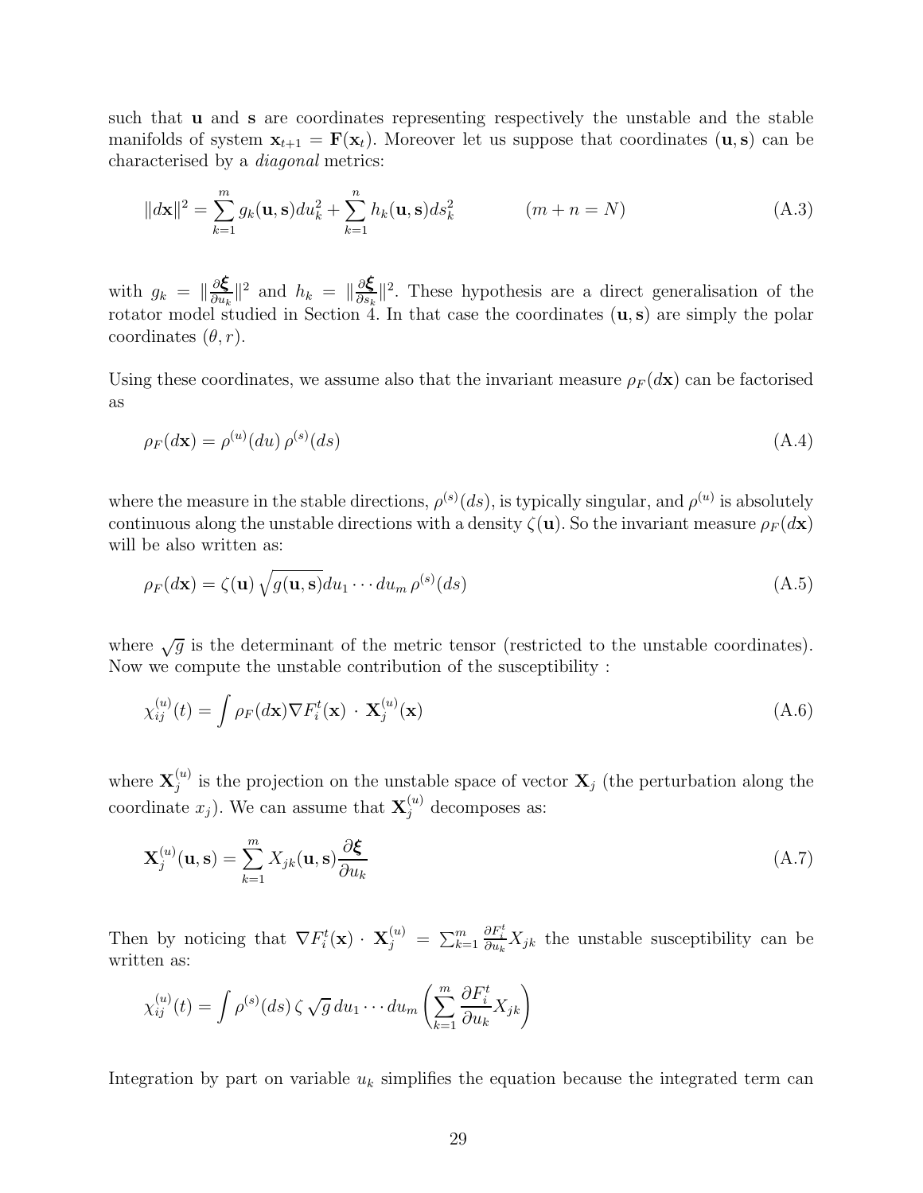such that $\mathbf{u}$ and $\mathbf{s}$ are coordinates representing respectively the unstable and the stable manifolds of system $\mathbf{x}_{t+1} = \mathbf{F}(\mathbf{x}_t)$. Moreover let us suppose that coordinates $(\mathbf{u}, \mathbf{s})$ can be characterised by a *diagonal* metrics:

$$\|d\mathbf{x}\|^2 = \sum_{k=1}^{m} g_k(\mathbf{u}, \mathbf{s}) du_k^2 + \sum_{k=1}^{n} h_k(\mathbf{u}, \mathbf{s}) ds_k^2 \qquad (m + n = N) \tag{A.3}$$

with $g_k = \|\frac{\partial \boldsymbol{\xi}}{\partial u_k}\|^2$ and $h_k = \|\frac{\partial \boldsymbol{\xi}}{\partial s_k}\|^2$. These hypothesis are a direct generalisation of the rotator model studied in Section 4. In that case the coordinates $(\mathbf{u}, \mathbf{s})$ are simply the polar coordinates $(\theta, r)$.

Using these coordinates, we assume also that the invariant measure $\rho_F(d\mathbf{x})$ can be factorised as

$$\rho_F(d\mathbf{x}) = \rho^{(u)}(du)\, \rho^{(s)}(ds) \tag{A.4}$$

where the measure in the stable directions, $\rho^{(s)}(ds)$, is typically singular, and $\rho^{(u)}$ is absolutely continuous along the unstable directions with a density $\zeta(\mathbf{u})$. So the invariant measure $\rho_F(d\mathbf{x})$ will be also written as:

$$\rho_F(d\mathbf{x}) = \zeta(\mathbf{u}) \sqrt{g(\mathbf{u}, \mathbf{s})} du_1 \cdots du_m\, \rho^{(s)}(ds) \tag{A.5}$$

where $\sqrt{g}$ is the determinant of the metric tensor (restricted to the unstable coordinates). Now we compute the unstable contribution of the susceptibility :

$$\chi_{ij}^{(u)}(t) = \int \rho_F(d\mathbf{x}) \nabla F_i^t(\mathbf{x}) \cdot \mathbf{X}_j^{(u)}(\mathbf{x}) \tag{A.6}$$

where $\mathbf{X}_j^{(u)}$ is the projection on the unstable space of vector $\mathbf{X}_j$ (the perturbation along the coordinate $x_j$). We can assume that $\mathbf{X}_j^{(u)}$ decomposes as:

$$\mathbf{X}_j^{(u)}(\mathbf{u}, \mathbf{s}) = \sum_{k=1}^{m} X_{jk}(\mathbf{u}, \mathbf{s}) \frac{\partial \boldsymbol{\xi}}{\partial u_k} \tag{A.7}$$

Then by noticing that $\nabla F_i^t(\mathbf{x}) \cdot \mathbf{X}_j^{(u)} = \sum_{k=1}^{m} \frac{\partial F_i^t}{\partial u_k} X_{jk}$ the unstable susceptibility can be written as:

$$\chi_{ij}^{(u)}(t) = \int \rho^{(s)}(ds)\, \zeta \sqrt{g}\, du_1 \cdots du_m \left( \sum_{k=1}^{m} \frac{\partial F_i^t}{\partial u_k} X_{jk} \right)$$

Integration by part on variable $u_k$ simplifies the equation because the integrated term can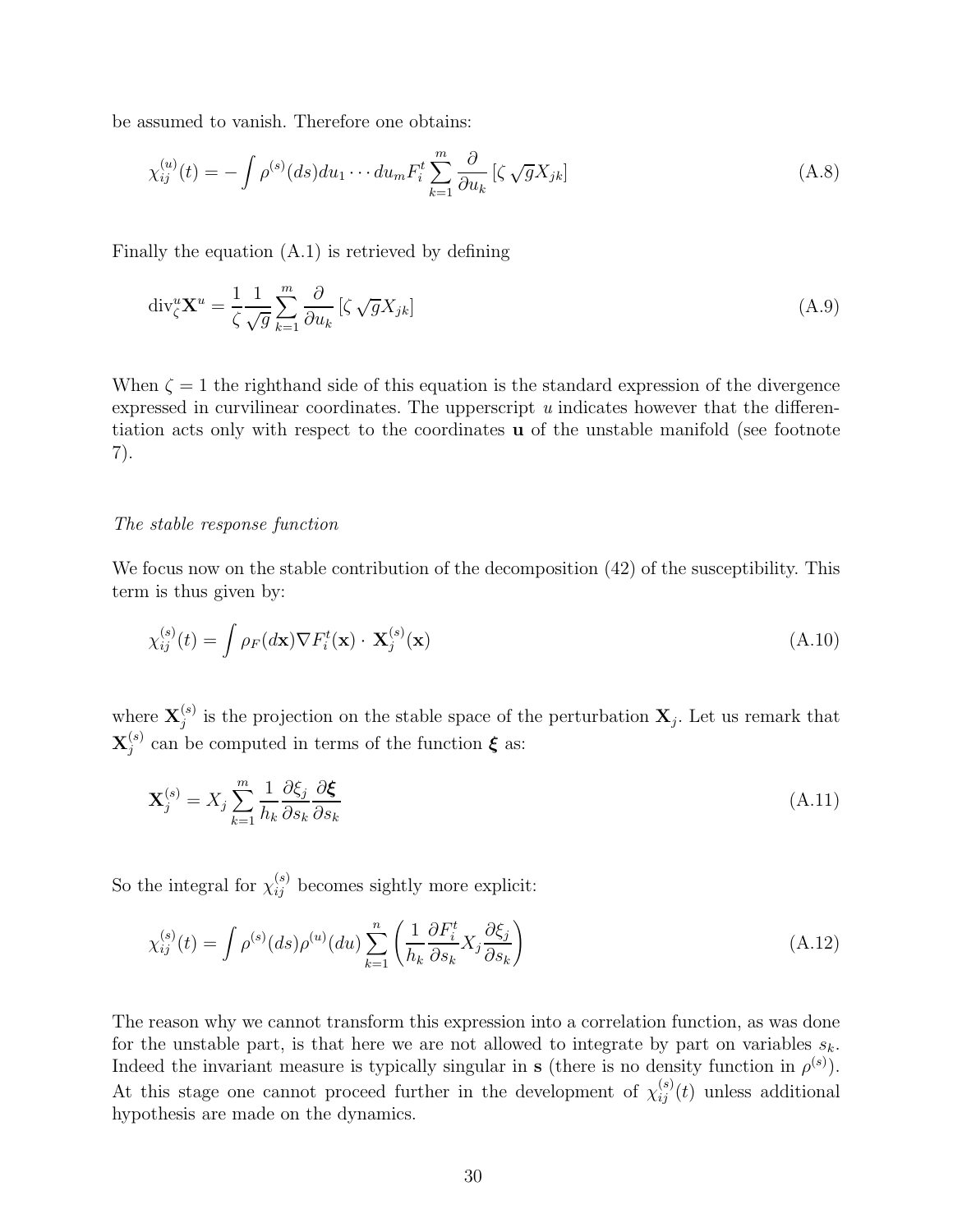be assumed to vanish. Therefore one obtains:

$$\chi_{ij}^{(u)}(t) = -\int \rho^{(s)}(ds)du_1 \cdots du_m F_i^t \sum_{k=1}^{m} \frac{\partial}{\partial u_k} \left[\zeta \sqrt{g} X_{jk}\right] \tag{A.8}$$

Finally the equation (A.1) is retrieved by defining

$$\mathrm{div}_\zeta^u \mathbf{X}^u = \frac{1}{\zeta} \frac{1}{\sqrt{g}} \sum_{k=1}^{m} \frac{\partial}{\partial u_k} \left[\zeta \sqrt{g} X_{jk}\right] \tag{A.9}$$

When $\zeta = 1$ the righthand side of this equation is the standard expression of the divergence expressed in curvilinear coordinates. The upperscript $u$ indicates however that the differentiation acts only with respect to the coordinates $\mathbf{u}$ of the unstable manifold (see footnote 7).

*The stable response function*

We focus now on the stable contribution of the decomposition (42) of the susceptibility. This term is thus given by:

$$\chi_{ij}^{(s)}(t) = \int \rho_F(d\mathbf{x}) \nabla F_i^t(\mathbf{x}) \cdot \mathbf{X}_j^{(s)}(\mathbf{x}) \tag{A.10}$$

where $\mathbf{X}_j^{(s)}$ is the projection on the stable space of the perturbation $\mathbf{X}_j$. Let us remark that $\mathbf{X}_j^{(s)}$ can be computed in terms of the function $\boldsymbol{\xi}$ as:

$$\mathbf{X}_j^{(s)} = X_j \sum_{k=1}^{m} \frac{1}{h_k} \frac{\partial \xi_j}{\partial s_k} \frac{\partial \boldsymbol{\xi}}{\partial s_k} \tag{A.11}$$

So the integral for $\chi_{ij}^{(s)}$ becomes sightly more explicit:

$$\chi_{ij}^{(s)}(t) = \int \rho^{(s)}(ds) \rho^{(u)}(du) \sum_{k=1}^{n} \left( \frac{1}{h_k} \frac{\partial F_i^t}{\partial s_k} X_j \frac{\partial \xi_j}{\partial s_k} \right) \tag{A.12}$$

The reason why we cannot transform this expression into a correlation function, as was done for the unstable part, is that here we are not allowed to integrate by part on variables $s_k$. Indeed the invariant measure is typically singular in $\mathbf{s}$ (there is no density function in $\rho^{(s)}$). At this stage one cannot proceed further in the development of $\chi_{ij}^{(s)}(t)$ unless additional hypothesis are made on the dynamics.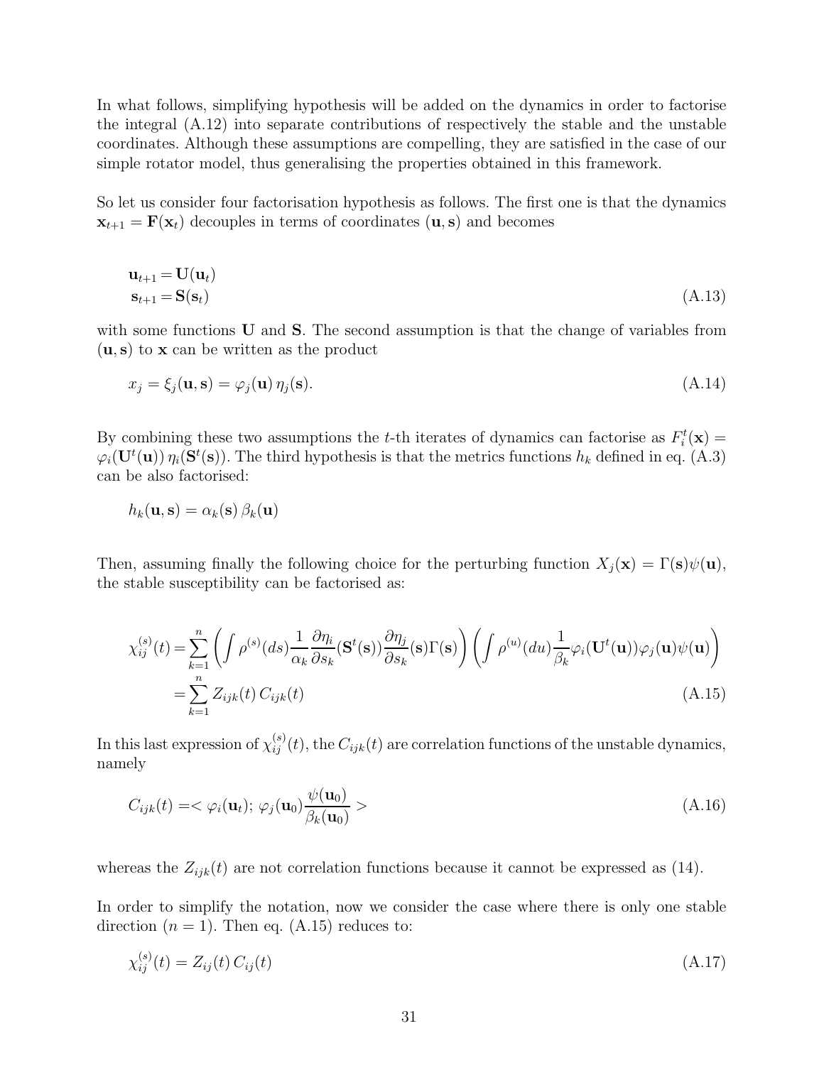In what follows, simplifying hypothesis will be added on the dynamics in order to factorise the integral (A.12) into separate contributions of respectively the stable and the unstable coordinates. Although these assumptions are compelling, they are satisfied in the case of our simple rotator model, thus generalising the properties obtained in this framework.

So let us consider four factorisation hypothesis as follows. The first one is that the dynamics $\mathbf{x}_{t+1} = \mathbf{F}(\mathbf{x}_t)$ decouples in terms of coordinates $(\mathbf{u}, \mathbf{s})$ and becomes

$$
\begin{aligned}
\mathbf{u}_{t+1} &= \mathbf{U}(\mathbf{u}_t) \\
\mathbf{s}_{t+1} &= \mathbf{S}(\mathbf{s}_t)
\end{aligned}
\tag{A.13}
$$

with some functions $\mathbf{U}$ and $\mathbf{S}$. The second assumption is that the change of variables from $(\mathbf{u}, \mathbf{s})$ to $\mathbf{x}$ can be written as the product

$$
x_j = \xi_j(\mathbf{u}, \mathbf{s}) = \varphi_j(\mathbf{u})\,\eta_j(\mathbf{s}). \tag{A.14}
$$

By combining these two assumptions the $t$-th iterates of dynamics can factorise as $F_i^t(\mathbf{x}) = \varphi_i(\mathbf{U}^t(\mathbf{u}))\,\eta_i(\mathbf{S}^t(\mathbf{s}))$. The third hypothesis is that the metrics functions $h_k$ defined in eq. (A.3) can be also factorised:

$$
h_k(\mathbf{u}, \mathbf{s}) = \alpha_k(\mathbf{s})\,\beta_k(\mathbf{u})
$$

Then, assuming finally the following choice for the perturbing function $X_j(\mathbf{x}) = \Gamma(\mathbf{s})\psi(\mathbf{u})$, the stable susceptibility can be factorised as:

$$
\begin{aligned}
\chi_{ij}^{(s)}(t) &= \sum_{k=1}^{n} \left( \int \rho^{(s)}(ds) \frac{1}{\alpha_k} \frac{\partial \eta_i}{\partial s_k}(\mathbf{S}^t(\mathbf{s})) \frac{\partial \eta_j}{\partial s_k}(\mathbf{s}) \Gamma(\mathbf{s}) \right) \left( \int \rho^{(u)}(du) \frac{1}{\beta_k} \varphi_i(\mathbf{U}^t(\mathbf{u})) \varphi_j(\mathbf{u}) \psi(\mathbf{u}) \right) \\
&= \sum_{k=1}^{n} Z_{ijk}(t)\, C_{ijk}(t)
\end{aligned}
\tag{A.15}
$$

In this last expression of $\chi_{ij}^{(s)}(t)$, the $C_{ijk}(t)$ are correlation functions of the unstable dynamics, namely

$$
C_{ijk}(t) = < \varphi_i(\mathbf{u}_t);\, \varphi_j(\mathbf{u}_0) \frac{\psi(\mathbf{u}_0)}{\beta_k(\mathbf{u}_0)} > \tag{A.16}
$$

whereas the $Z_{ijk}(t)$ are not correlation functions because it cannot be expressed as (14).

In order to simplify the notation, now we consider the case where there is only one stable direction ($n = 1$). Then eq. (A.15) reduces to:

$$
\chi_{ij}^{(s)}(t) = Z_{ij}(t)\, C_{ij}(t) \tag{A.17}
$$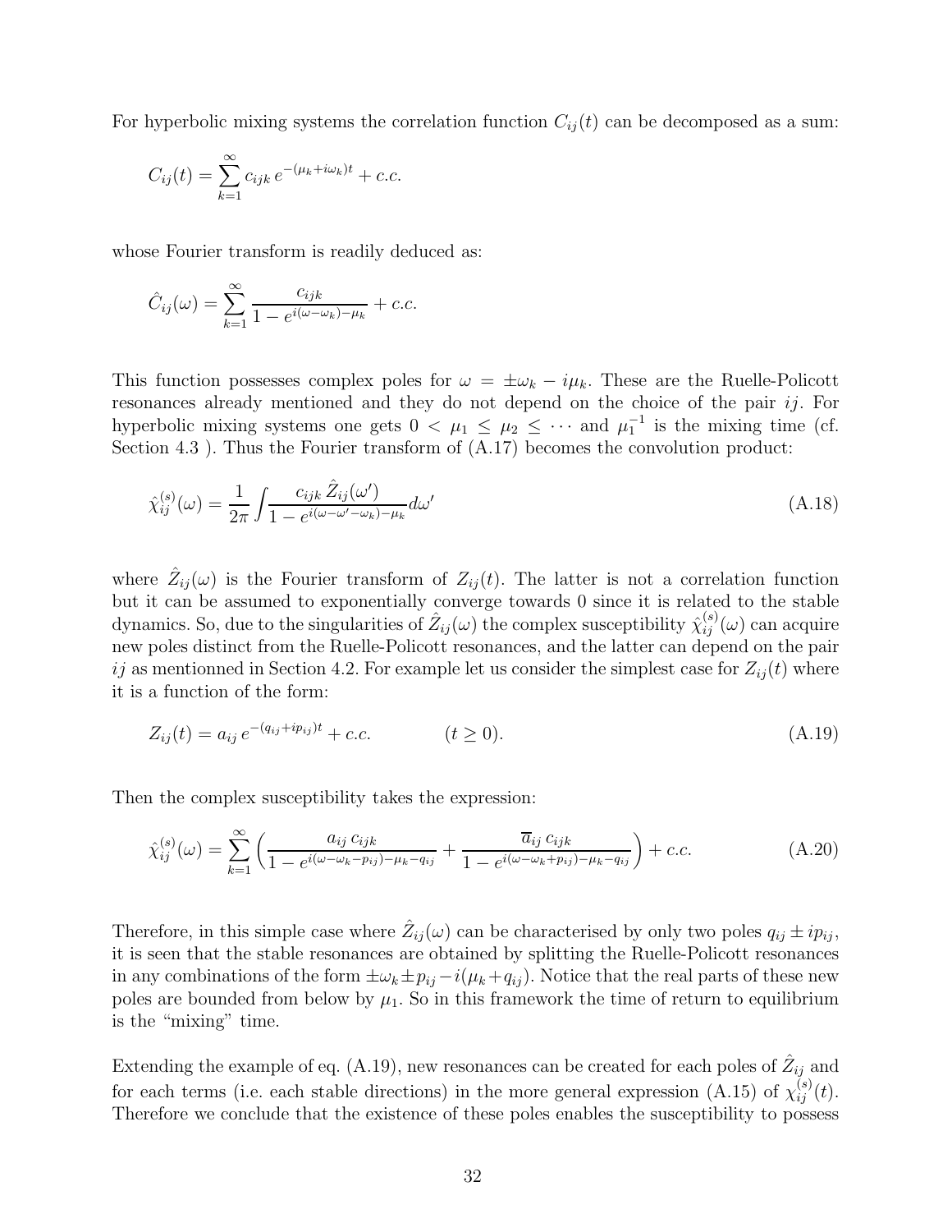For hyperbolic mixing systems the correlation function $C_{ij}(t)$ can be decomposed as a sum:

$$C_{ij}(t) = \sum_{k=1}^{\infty} c_{ijk}\, e^{-(\mu_k + i\omega_k)t} + c.c.$$

whose Fourier transform is readily deduced as:

$$\hat{C}_{ij}(\omega) = \sum_{k=1}^{\infty} \frac{c_{ijk}}{1 - e^{i(\omega-\omega_k)-\mu_k}} + c.c.$$

This function possesses complex poles for $\omega = \pm\omega_k - i\mu_k$. These are the Ruelle-Policott resonances already mentioned and they do not depend on the choice of the pair $ij$. For hyperbolic mixing systems one gets $0 < \mu_1 \leq \mu_2 \leq \cdots$ and $\mu_1^{-1}$ is the mixing time (cf. Section 4.3 ). Thus the Fourier transform of (A.17) becomes the convolution product:

$$\hat{\chi}_{ij}^{(s)}(\omega) = \frac{1}{2\pi} \int \frac{c_{ijk}\, \hat{Z}_{ij}(\omega')}{1 - e^{i(\omega-\omega'-\omega_k)-\mu_k}} d\omega' \tag{A.18}$$

where $\hat{Z}_{ij}(\omega)$ is the Fourier transform of $Z_{ij}(t)$. The latter is not a correlation function but it can be assumed to exponentially converge towards 0 since it is related to the stable dynamics. So, due to the singularities of $\hat{Z}_{ij}(\omega)$ the complex susceptibility $\hat{\chi}_{ij}^{(s)}(\omega)$ can acquire new poles distinct from the Ruelle-Policott resonances, and the latter can depend on the pair $ij$ as mentionned in Section 4.2. For example let us consider the simplest case for $Z_{ij}(t)$ where it is a function of the form:

$$Z_{ij}(t) = a_{ij}\, e^{-(q_{ij}+ip_{ij})t} + c.c. \qquad\qquad (t \geq 0). \tag{A.19}$$

Then the complex susceptibility takes the expression:

$$\hat{\chi}_{ij}^{(s)}(\omega) = \sum_{k=1}^{\infty} \left( \frac{a_{ij}\, c_{ijk}}{1 - e^{i(\omega-\omega_k-p_{ij})-\mu_k-q_{ij}}} + \frac{\overline{a}_{ij}\, c_{ijk}}{1 - e^{i(\omega-\omega_k+p_{ij})-\mu_k-q_{ij}}} \right) + c.c. \tag{A.20}$$

Therefore, in this simple case where $\hat{Z}_{ij}(\omega)$ can be characterised by only two poles $q_{ij} \pm ip_{ij}$, it is seen that the stable resonances are obtained by splitting the Ruelle-Policott resonances in any combinations of the form $\pm\omega_k \pm p_{ij} - i(\mu_k + q_{ij})$. Notice that the real parts of these new poles are bounded from below by $\mu_1$. So in this framework the time of return to equilibrium is the "mixing" time.

Extending the example of eq. (A.19), new resonances can be created for each poles of $\hat{Z}_{ij}$ and for each terms (i.e. each stable directions) in the more general expression (A.15) of $\chi_{ij}^{(s)}(t)$. Therefore we conclude that the existence of these poles enables the susceptibility to possess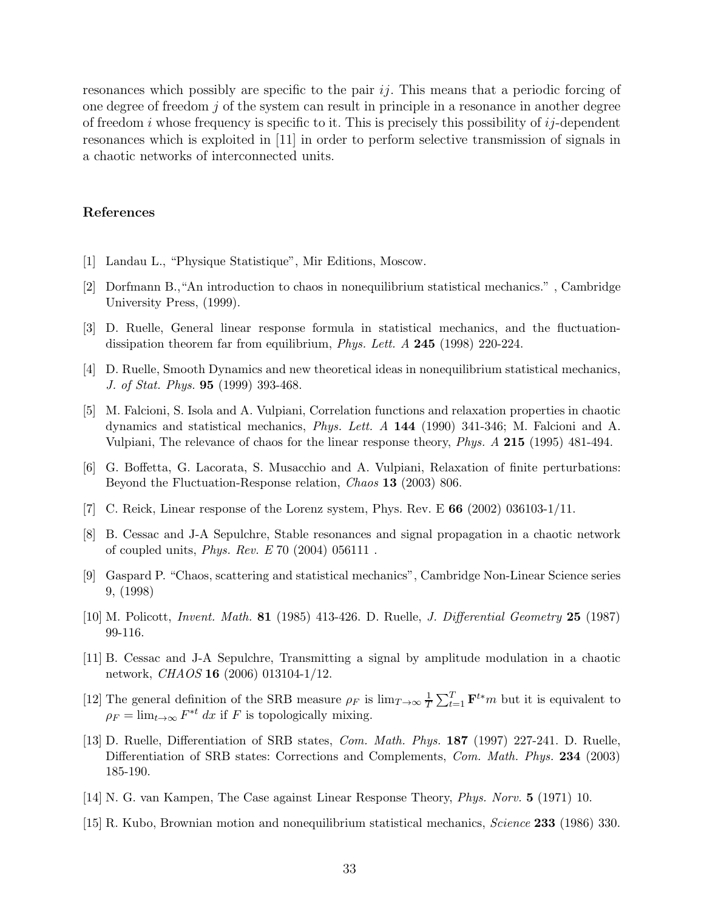resonances which possibly are specific to the pair $ij$. This means that a periodic forcing of one degree of freedom $j$ of the system can result in principle in a resonance in another degree of freedom $i$ whose frequency is specific to it. This is precisely this possibility of $ij$-dependent resonances which is exploited in [11] in order to perform selective transmission of signals in a chaotic networks of interconnected units.

## References

[1] Landau L., "Physique Statistique", Mir Editions, Moscow.

[2] Dorfmann B.,"An introduction to chaos in nonequilibrium statistical mechanics." , Cambridge University Press, (1999).

[3] D. Ruelle, General linear response formula in statistical mechanics, and the fluctuation-dissipation theorem far from equilibrium, *Phys. Lett. A* **245** (1998) 220-224.

[4] D. Ruelle, Smooth Dynamics and new theoretical ideas in nonequilibrium statistical mechanics, *J. of Stat. Phys.* **95** (1999) 393-468.

[5] M. Falcioni, S. Isola and A. Vulpiani, Correlation functions and relaxation properties in chaotic dynamics and statistical mechanics, *Phys. Lett. A* **144** (1990) 341-346; M. Falcioni and A. Vulpiani, The relevance of chaos for the linear response theory, *Phys. A* **215** (1995) 481-494.

[6] G. Boffetta, G. Lacorata, S. Musacchio and A. Vulpiani, Relaxation of finite perturbations: Beyond the Fluctuation-Response relation, *Chaos* **13** (2003) 806.

[7] C. Reick, Linear response of the Lorenz system, Phys. Rev. E **66** (2002) 036103-1/11.

[8] B. Cessac and J-A Sepulchre, Stable resonances and signal propagation in a chaotic network of coupled units, *Phys. Rev. E* 70 (2004) 056111 .

[9] Gaspard P. "Chaos, scattering and statistical mechanics", Cambridge Non-Linear Science series 9, (1998)

[10] M. Policott, *Invent. Math.* **81** (1985) 413-426. D. Ruelle, *J. Differential Geometry* **25** (1987) 99-116.

[11] B. Cessac and J-A Sepulchre, Transmitting a signal by amplitude modulation in a chaotic network, *CHAOS* **16** (2006) 013104-1/12.

[12] The general definition of the SRB measure $\rho_F$ is $\lim_{T\to\infty} \frac{1}{T}\sum_{t=1}^{T} \mathbf{F}^{t*}m$ but it is equivalent to $\rho_F = \lim_{t\to\infty} F^{*t}\, dx$ if $F$ is topologically mixing.

[13] D. Ruelle, Differentiation of SRB states, *Com. Math. Phys.* **187** (1997) 227-241. D. Ruelle, Differentiation of SRB states: Corrections and Complements, *Com. Math. Phys.* **234** (2003) 185-190.

[14] N. G. van Kampen, The Case against Linear Response Theory, *Phys. Norv.* **5** (1971) 10.

[15] R. Kubo, Brownian motion and nonequilibrium statistical mechanics, *Science* **233** (1986) 330.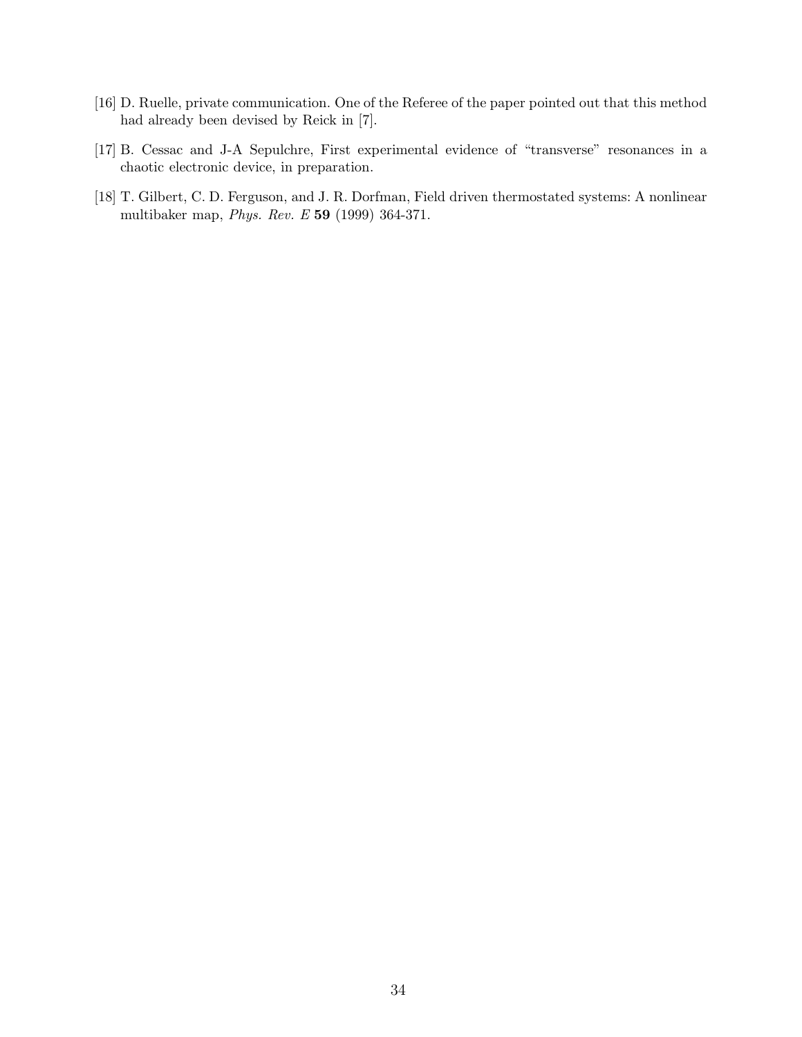[16] D. Ruelle, private communication. One of the Referee of the paper pointed out that this method had already been devised by Reick in [7].

[17] B. Cessac and J-A Sepulchre, First experimental evidence of "transverse" resonances in a chaotic electronic device, in preparation.

[18] T. Gilbert, C. D. Ferguson, and J. R. Dorfman, Field driven thermostated systems: A nonlinear multibaker map, *Phys. Rev. E* **59** (1999) 364-371.